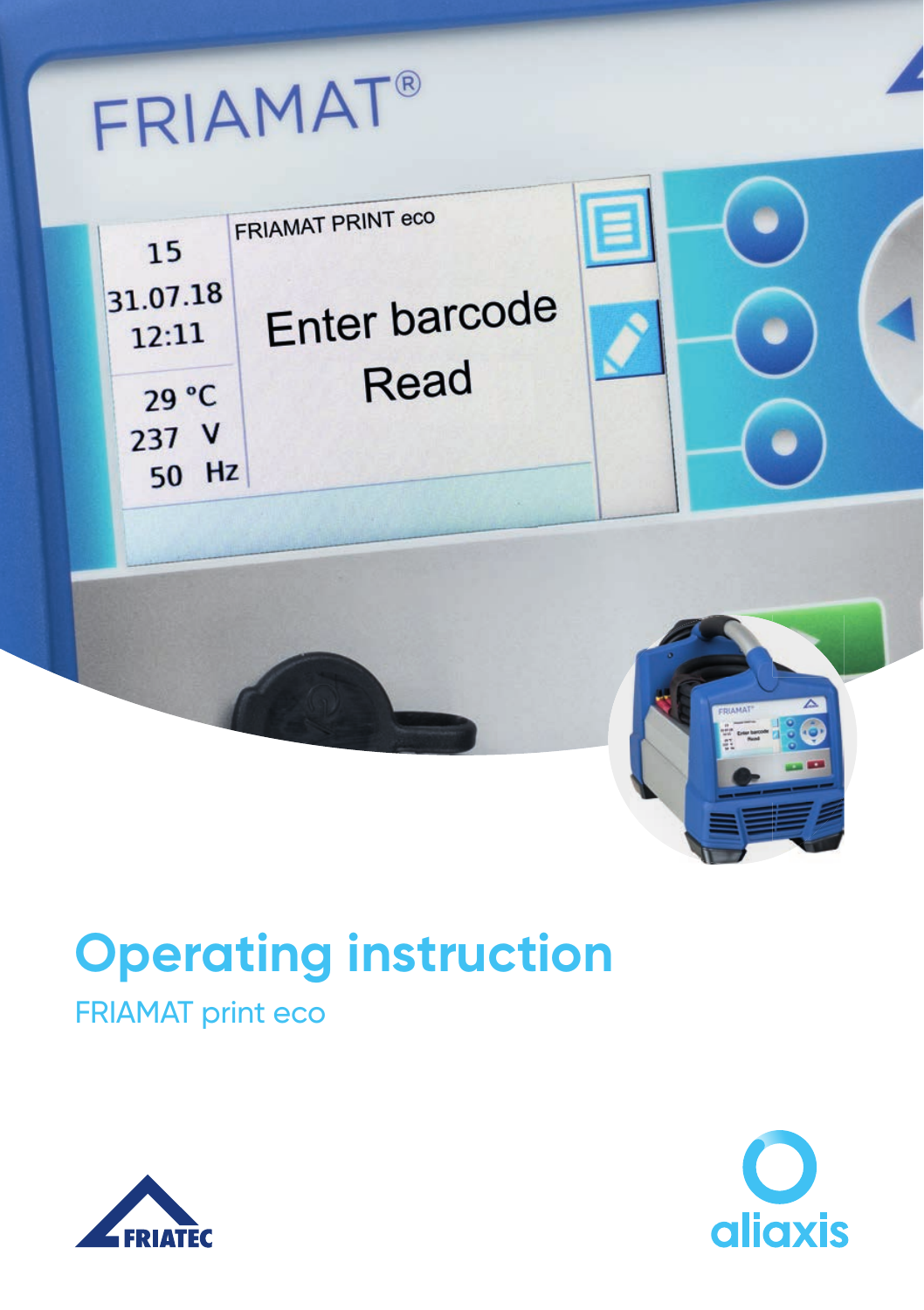# Operating instruction

FRIAMAT print eco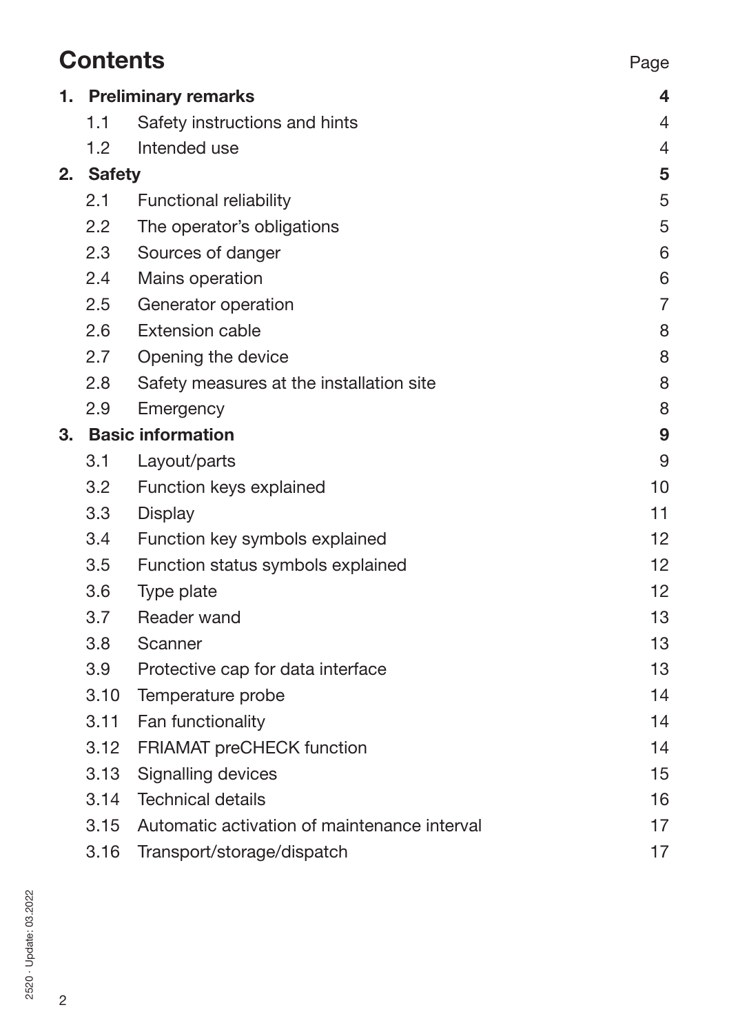# Contents

| | Page |
|---|---|
| **1. Preliminary remarks** | **4** |
| 1.1 Safety instructions and hints | 4 |
| 1.2 Intended use | 4 |
| **2. Safety** | **5** |
| 2.1 Functional reliability | 5 |
| 2.2 The operator's obligations | 5 |
| 2.3 Sources of danger | 6 |
| 2.4 Mains operation | 6 |
| 2.5 Generator operation | 7 |
| 2.6 Extension cable | 8 |
| 2.7 Opening the device | 8 |
| 2.8 Safety measures at the installation site | 8 |
| 2.9 Emergency | 8 |
| **3. Basic information** | **9** |
| 3.1 Layout/parts | 9 |
| 3.2 Function keys explained | 10 |
| 3.3 Display | 11 |
| 3.4 Function key symbols explained | 12 |
| 3.5 Function status symbols explained | 12 |
| 3.6 Type plate | 12 |
| 3.7 Reader wand | 13 |
| 3.8 Scanner | 13 |
| 3.9 Protective cap for data interface | 13 |
| 3.10 Temperature probe | 14 |
| 3.11 Fan functionality | 14 |
| 3.12 FRIAMAT preCHECK function | 14 |
| 3.13 Signalling devices | 15 |
| 3.14 Technical details | 16 |
| 3.15 Automatic activation of maintenance interval | 17 |
| 3.16 Transport/storage/dispatch | 17 |

2520 · Update: 03.2022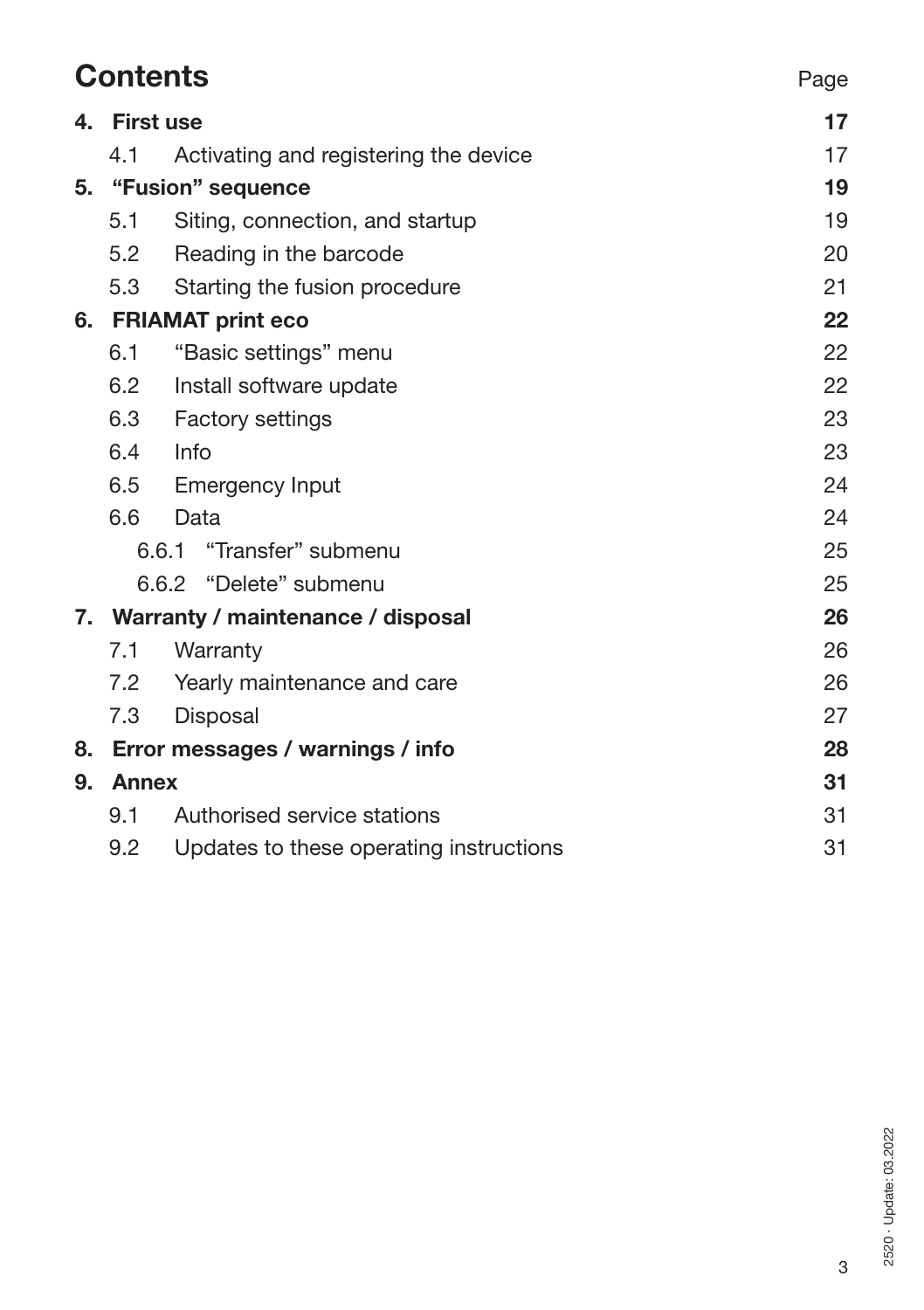# Contents

| | Page |
|---|---|
| **4. First use** | **17** |
| 4.1 Activating and registering the device | 17 |
| **5. “Fusion” sequence** | **19** |
| 5.1 Siting, connection, and startup | 19 |
| 5.2 Reading in the barcode | 20 |
| 5.3 Starting the fusion procedure | 21 |
| **6. FRIAMAT print eco** | **22** |
| 6.1 “Basic settings” menu | 22 |
| 6.2 Install software update | 22 |
| 6.3 Factory settings | 23 |
| 6.4 Info | 23 |
| 6.5 Emergency Input | 24 |
| 6.6 Data | 24 |
| 6.6.1 “Transfer” submenu | 25 |
| 6.6.2 “Delete” submenu | 25 |
| **7. Warranty / maintenance / disposal** | **26** |
| 7.1 Warranty | 26 |
| 7.2 Yearly maintenance and care | 26 |
| 7.3 Disposal | 27 |
| **8. Error messages / warnings / info** | **28** |
| **9. Annex** | **31** |
| 9.1 Authorised service stations | 31 |
| 9.2 Updates to these operating instructions | 31 |

2520 · Update: 03.2022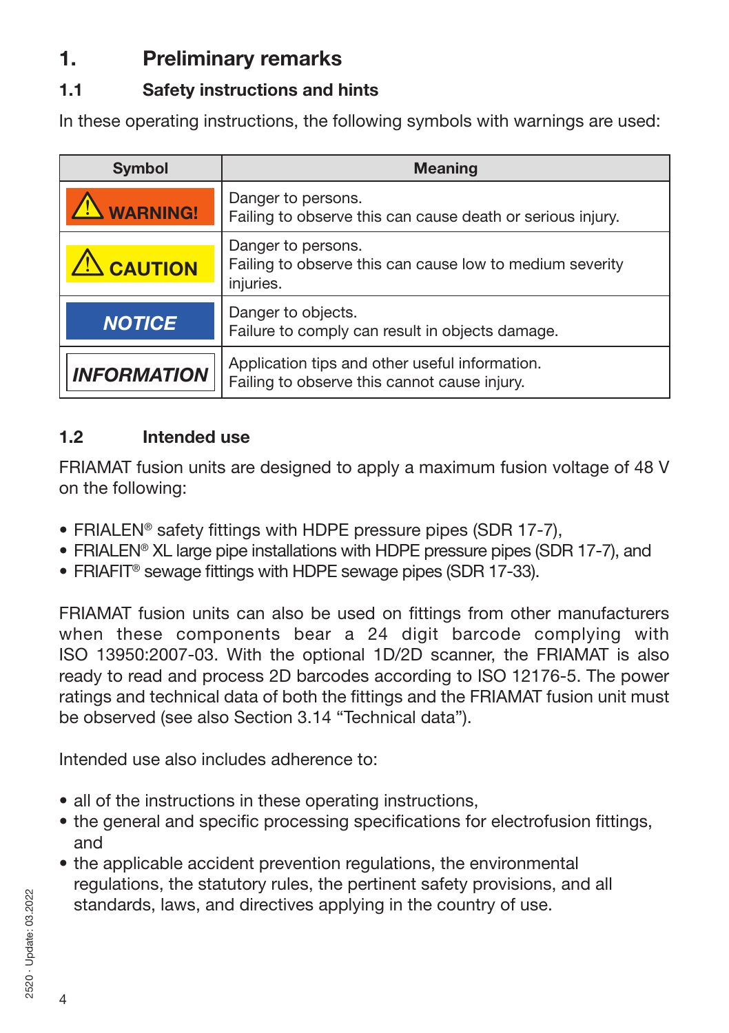# 1. Preliminary remarks

## 1.1 Safety instructions and hints

In these operating instructions, the following symbols with warnings are used:

| Symbol | Meaning |
|---|---|
| ⚠ WARNING! | Danger to persons.<br>Failing to observe this can cause death or serious injury. |
| ⚠ CAUTION | Danger to persons.<br>Failing to observe this can cause low to medium severity injuries. |
| *NOTICE* | Danger to objects.<br>Failure to comply can result in objects damage. |
| *INFORMATION* | Application tips and other useful information.<br>Failing to observe this cannot cause injury. |

## 1.2 Intended use

FRIAMAT fusion units are designed to apply a maximum fusion voltage of 48 V on the following:

- FRIALEN® safety fittings with HDPE pressure pipes (SDR 17-7),
- FRIALEN® XL large pipe installations with HDPE pressure pipes (SDR 17-7), and
- FRIAFIT® sewage fittings with HDPE sewage pipes (SDR 17-33).

FRIAMAT fusion units can also be used on fittings from other manufacturers when these components bear a 24 digit barcode complying with ISO 13950:2007-03. With the optional 1D/2D scanner, the FRIAMAT is also ready to read and process 2D barcodes according to ISO 12176-5. The power ratings and technical data of both the fittings and the FRIAMAT fusion unit must be observed (see also Section 3.14 "Technical data").

Intended use also includes adherence to:

- all of the instructions in these operating instructions,
- the general and specific processing specifications for electrofusion fittings, and
- the applicable accident prevention regulations, the environmental regulations, the statutory rules, the pertinent safety provisions, and all standards, laws, and directives applying in the country of use.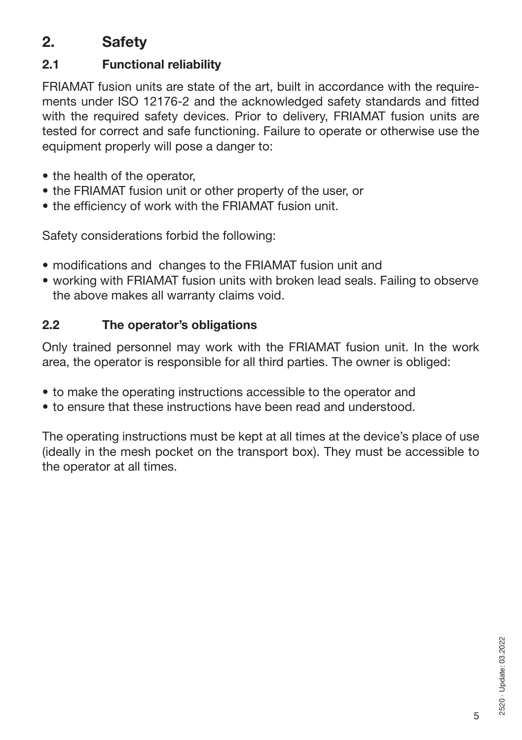# 2. Safety

## 2.1 Functional reliability

FRIAMAT fusion units are state of the art, built in accordance with the requirements under ISO 12176-2 and the acknowledged safety standards and fitted with the required safety devices. Prior to delivery, FRIAMAT fusion units are tested for correct and safe functioning. Failure to operate or otherwise use the equipment properly will pose a danger to:

- the health of the operator,
- the FRIAMAT fusion unit or other property of the user, or
- the efficiency of work with the FRIAMAT fusion unit.

Safety considerations forbid the following:

- modifications and changes to the FRIAMAT fusion unit and
- working with FRIAMAT fusion units with broken lead seals. Failing to observe the above makes all warranty claims void.

## 2.2 The operator's obligations

Only trained personnel may work with the FRIAMAT fusion unit. In the work area, the operator is responsible for all third parties. The owner is obliged:

- to make the operating instructions accessible to the operator and
- to ensure that these instructions have been read and understood.

The operating instructions must be kept at all times at the device's place of use (ideally in the mesh pocket on the transport box). They must be accessible to the operator at all times.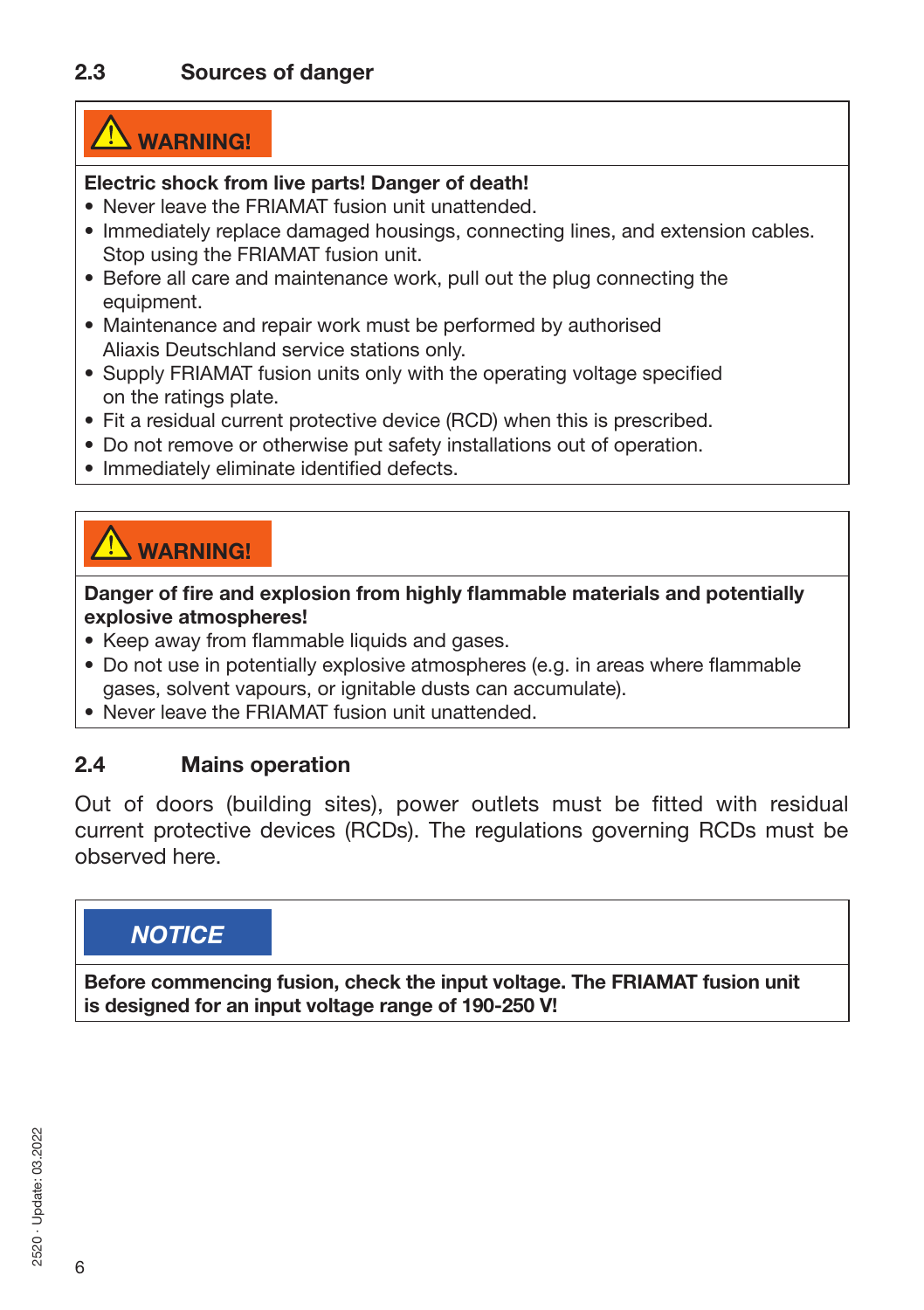## 2.3 Sources of danger

**⚠ WARNING!**

**Electric shock from live parts! Danger of death!**

- Never leave the FRIAMAT fusion unit unattended.
- Immediately replace damaged housings, connecting lines, and extension cables. Stop using the FRIAMAT fusion unit.
- Before all care and maintenance work, pull out the plug connecting the equipment.
- Maintenance and repair work must be performed by authorised Aliaxis Deutschland service stations only.
- Supply FRIAMAT fusion units only with the operating voltage specified on the ratings plate.
- Fit a residual current protective device (RCD) when this is prescribed.
- Do not remove or otherwise put safety installations out of operation.
- Immediately eliminate identified defects.

**⚠ WARNING!**

**Danger of fire and explosion from highly flammable materials and potentially explosive atmospheres!**

- Keep away from flammable liquids and gases.
- Do not use in potentially explosive atmospheres (e.g. in areas where flammable gases, solvent vapours, or ignitable dusts can accumulate).
- Never leave the FRIAMAT fusion unit unattended.

## 2.4 Mains operation

Out of doors (building sites), power outlets must be fitted with residual current protective devices (RCDs). The regulations governing RCDs must be observed here.

***NOTICE***

**Before commencing fusion, check the input voltage. The FRIAMAT fusion unit is designed for an input voltage range of 190-250 V!**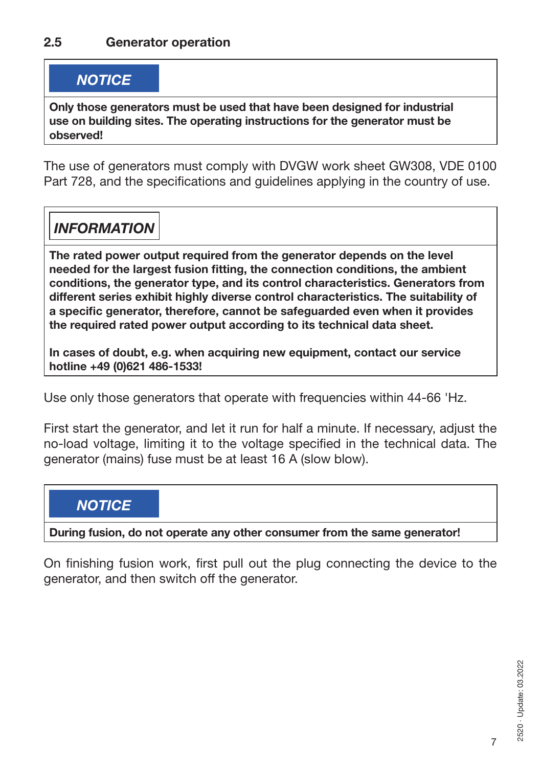## 2.5 Generator operation

> ***NOTICE***
>
> **Only those generators must be used that have been designed for industrial use on building sites. The operating instructions for the generator must be observed!**

The use of generators must comply with DVGW work sheet GW308, VDE 0100 Part 728, and the specifications and guidelines applying in the country of use.

> ***INFORMATION***
>
> **The rated power output required from the generator depends on the level needed for the largest fusion fitting, the connection conditions, the ambient conditions, the generator type, and its control characteristics. Generators from different series exhibit highly diverse control characteristics. The suitability of a specific generator, therefore, cannot be safeguarded even when it provides the required rated power output according to its technical data sheet.**
>
> **In cases of doubt, e.g. when acquiring new equipment, contact our service hotline +49 (0)621 486-1533!**

Use only those generators that operate with frequencies within 44-66 'Hz.

First start the generator, and let it run for half a minute. If necessary, adjust the no-load voltage, limiting it to the voltage specified in the technical data. The generator (mains) fuse must be at least 16 A (slow blow).

> ***NOTICE***
>
> **During fusion, do not operate any other consumer from the same generator!**

On finishing fusion work, first pull out the plug connecting the device to the generator, and then switch off the generator.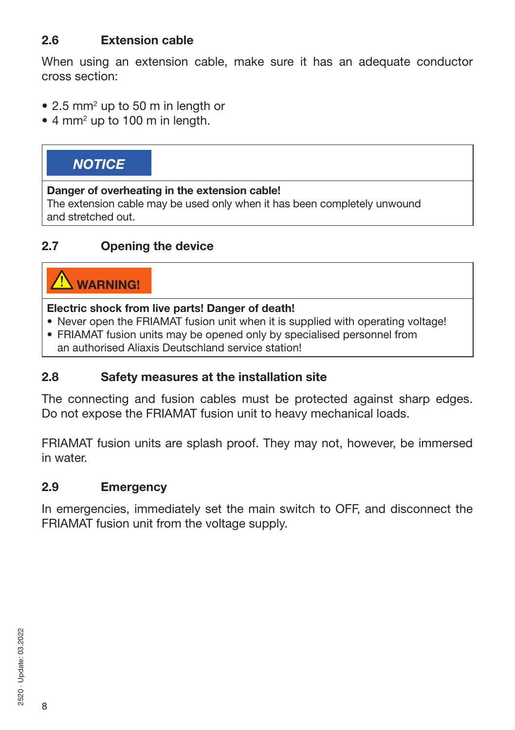## 2.6 Extension cable

When using an extension cable, make sure it has an adequate conductor cross section:

- 2.5 mm² up to 50 m in length or
- 4 mm² up to 100 m in length.

> ***NOTICE***
>
> **Danger of overheating in the extension cable!**
> The extension cable may be used only when it has been completely unwound and stretched out.

## 2.7 Opening the device

> **⚠ WARNING!**
>
> **Electric shock from live parts! Danger of death!**
> - Never open the FRIAMAT fusion unit when it is supplied with operating voltage!
> - FRIAMAT fusion units may be opened only by specialised personnel from an authorised Aliaxis Deutschland service station!

## 2.8 Safety measures at the installation site

The connecting and fusion cables must be protected against sharp edges. Do not expose the FRIAMAT fusion unit to heavy mechanical loads.

FRIAMAT fusion units are splash proof. They may not, however, be immersed in water.

## 2.9 Emergency

In emergencies, immediately set the main switch to OFF, and disconnect the FRIAMAT fusion unit from the voltage supply.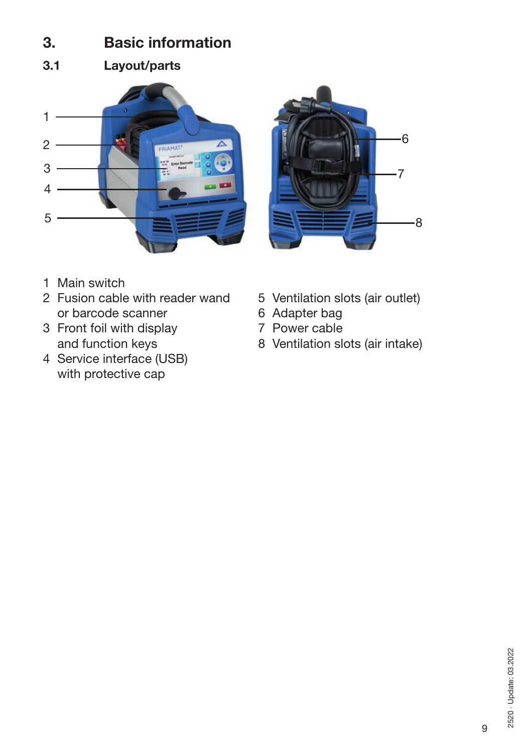# 3. Basic information

## 3.1 Layout/parts

1. Main switch
2. Fusion cable with reader wand or barcode scanner
3. Front foil with display and function keys
4. Service interface (USB) with protective cap
5. Ventilation slots (air outlet)
6. Adapter bag
7. Power cable
8. Ventilation slots (air intake)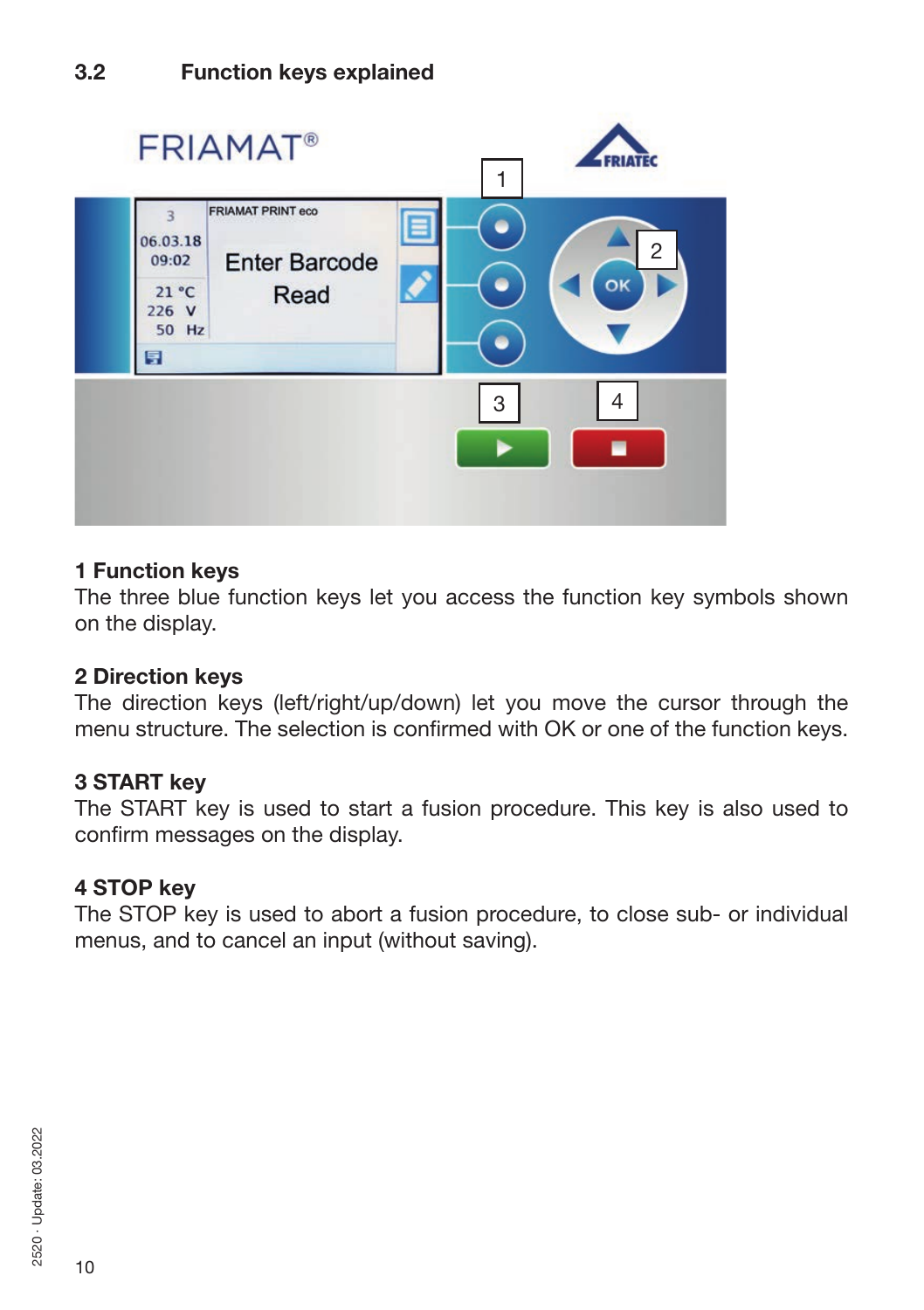## 3.2 Function keys explained

**1 Function keys**
The three blue function keys let you access the function key symbols shown on the display.

**2 Direction keys**
The direction keys (left/right/up/down) let you move the cursor through the menu structure. The selection is confirmed with OK or one of the function keys.

**3 START key**
The START key is used to start a fusion procedure. This key is also used to confirm messages on the display.

**4 STOP key**
The STOP key is used to abort a fusion procedure, to close sub- or individual menus, and to cancel an input (without saving).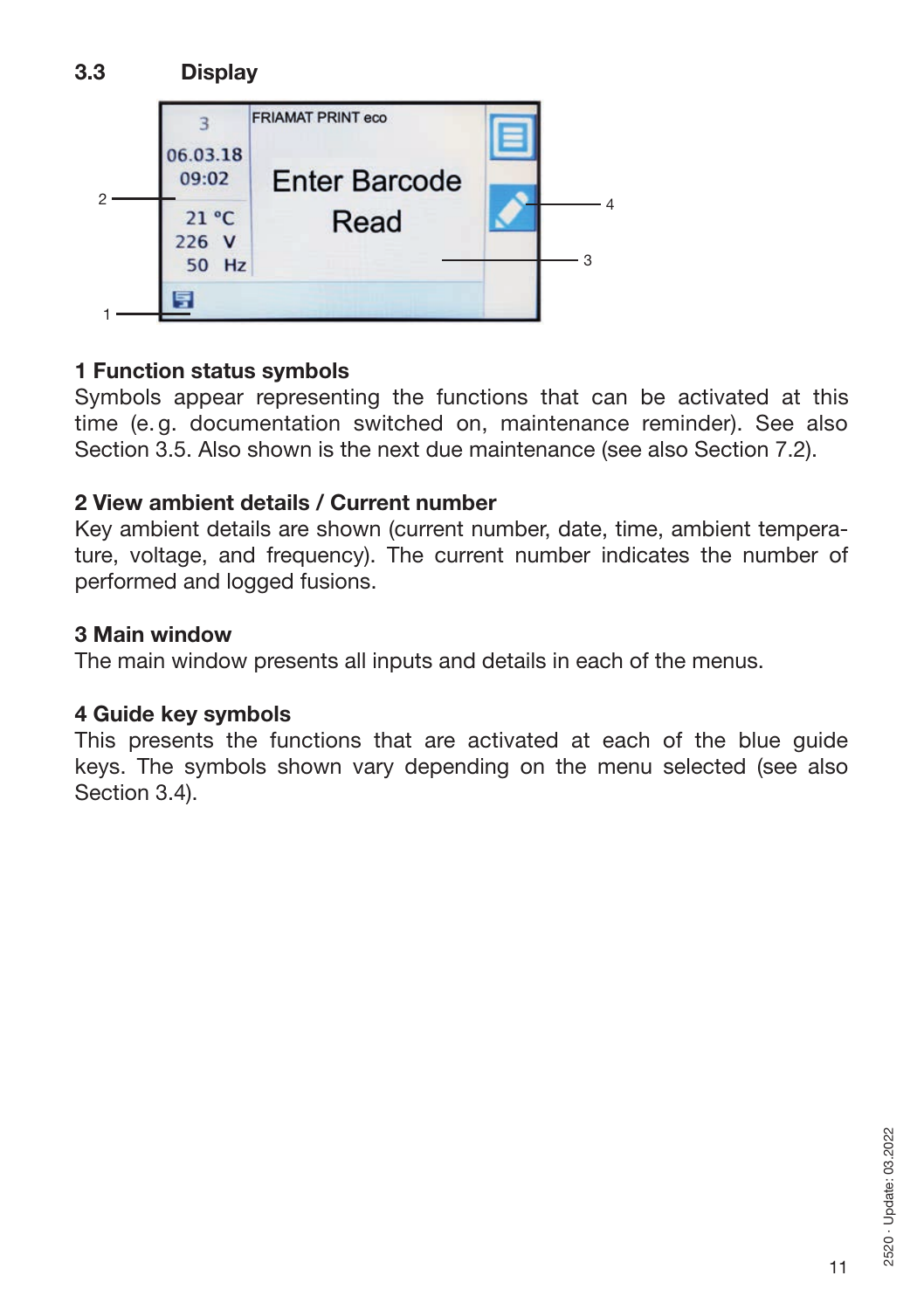## 3.3 Display

**1 Function status symbols**
Symbols appear representing the functions that can be activated at this time (e. g. documentation switched on, maintenance reminder). See also Section 3.5. Also shown is the next due maintenance (see also Section 7.2).

**2 View ambient details / Current number**
Key ambient details are shown (current number, date, time, ambient temperature, voltage, and frequency). The current number indicates the number of performed and logged fusions.

**3 Main window**
The main window presents all inputs and details in each of the menus.

**4 Guide key symbols**
This presents the functions that are activated at each of the blue guide keys. The symbols shown vary depending on the menu selected (see also Section 3.4).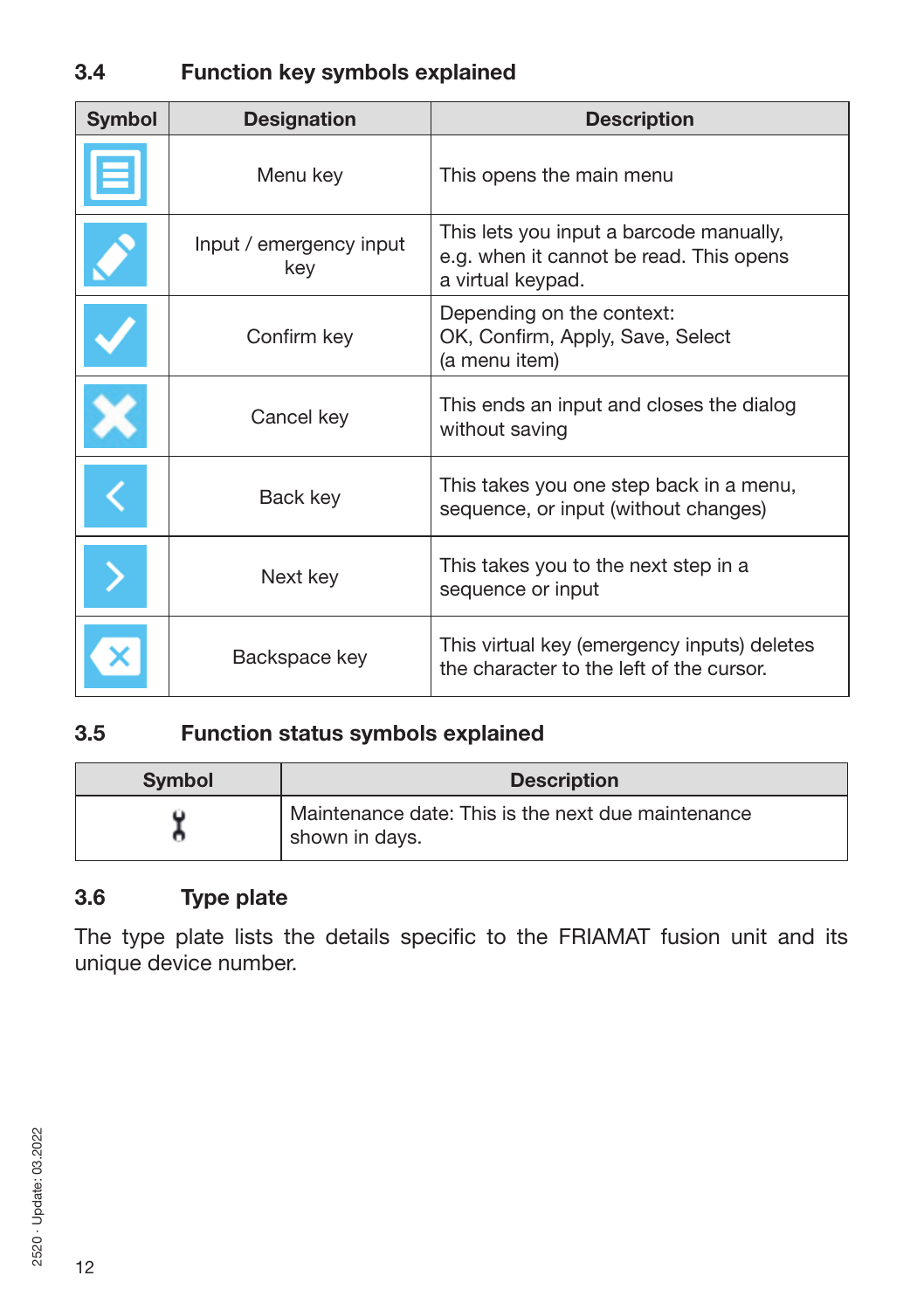### 3.4 Function key symbols explained

| Symbol | Designation | Description |
|---|---|---|
| | Menu key | This opens the main menu |
| | Input / emergency input key | This lets you input a barcode manually, e.g. when it cannot be read. This opens a virtual keypad. |
| | Confirm key | Depending on the context: OK, Confirm, Apply, Save, Select (a menu item) |
| | Cancel key | This ends an input and closes the dialog without saving |
| | Back key | This takes you one step back in a menu, sequence, or input (without changes) |
| | Next key | This takes you to the next step in a sequence or input |
| | Backspace key | This virtual key (emergency inputs) deletes the character to the left of the cursor. |

### 3.5 Function status symbols explained

| Symbol | Description |
|---|---|
| | Maintenance date: This is the next due maintenance shown in days. |

### 3.6 Type plate

The type plate lists the details specific to the FRIAMAT fusion unit and its unique device number.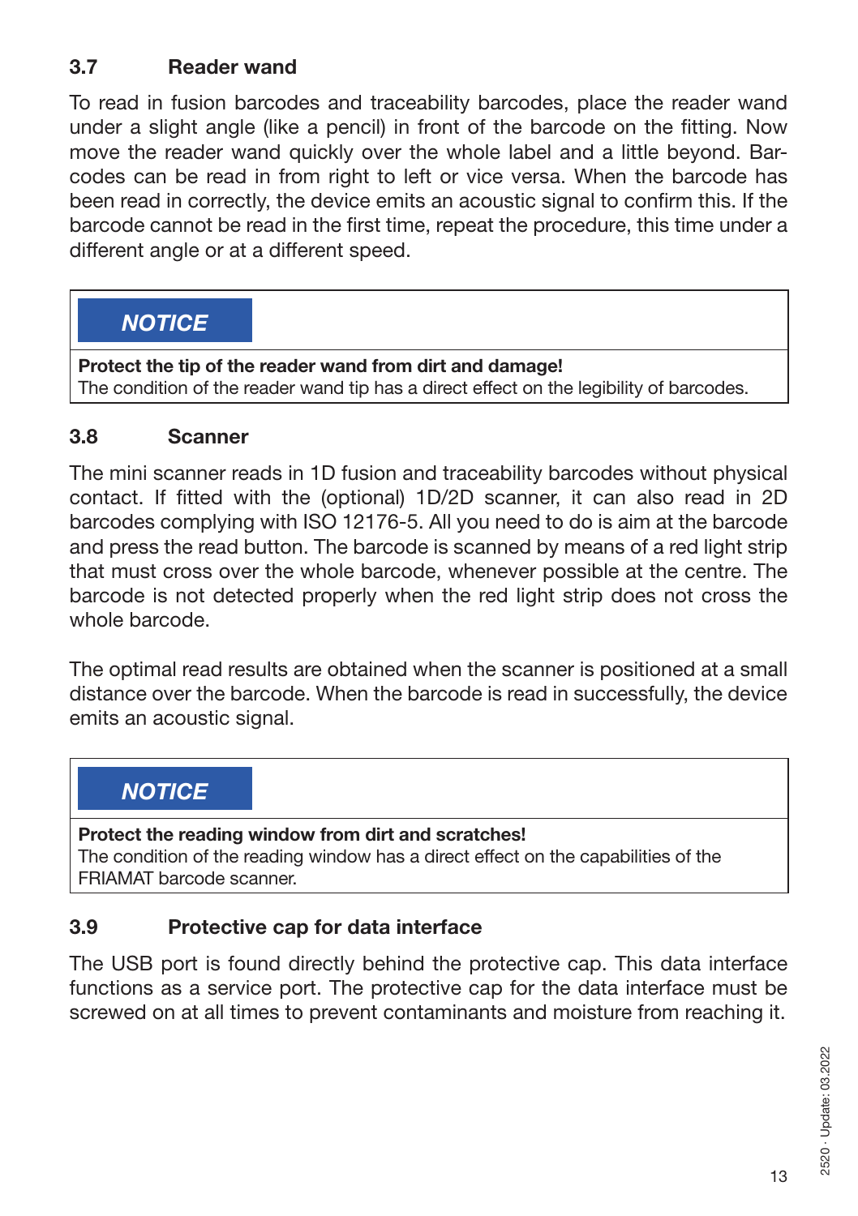### 3.7 Reader wand

To read in fusion barcodes and traceability barcodes, place the reader wand under a slight angle (like a pencil) in front of the barcode on the fitting. Now move the reader wand quickly over the whole label and a little beyond. Barcodes can be read in from right to left or vice versa. When the barcode has been read in correctly, the device emits an acoustic signal to confirm this. If the barcode cannot be read in the first time, repeat the procedure, this time under a different angle or at a different speed.

> ***NOTICE***
>
> **Protect the tip of the reader wand from dirt and damage!**
> The condition of the reader wand tip has a direct effect on the legibility of barcodes.

### 3.8 Scanner

The mini scanner reads in 1D fusion and traceability barcodes without physical contact. If fitted with the (optional) 1D/2D scanner, it can also read in 2D barcodes complying with ISO 12176-5. All you need to do is aim at the barcode and press the read button. The barcode is scanned by means of a red light strip that must cross over the whole barcode, whenever possible at the centre. The barcode is not detected properly when the red light strip does not cross the whole barcode.

The optimal read results are obtained when the scanner is positioned at a small distance over the barcode. When the barcode is read in successfully, the device emits an acoustic signal.

> ***NOTICE***
>
> **Protect the reading window from dirt and scratches!**
> The condition of the reading window has a direct effect on the capabilities of the FRIAMAT barcode scanner.

### 3.9 Protective cap for data interface

The USB port is found directly behind the protective cap. This data interface functions as a service port. The protective cap for the data interface must be screwed on at all times to prevent contaminants and moisture from reaching it.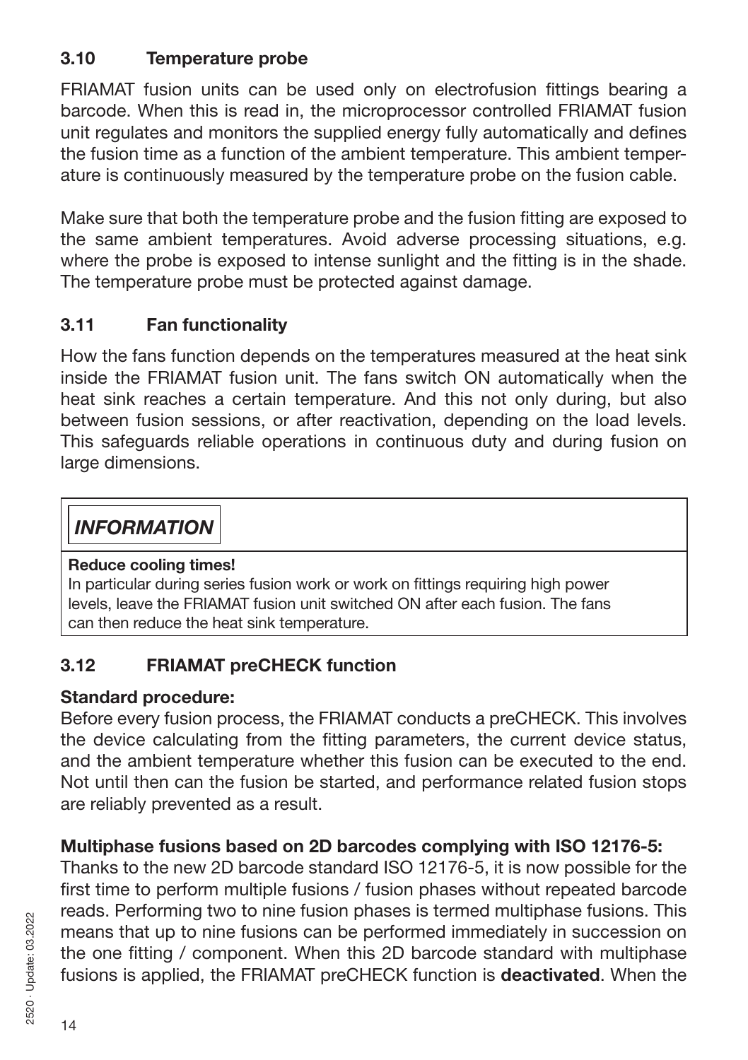### 3.10 Temperature probe

FRIAMAT fusion units can be used only on electrofusion fittings bearing a barcode. When this is read in, the microprocessor controlled FRIAMAT fusion unit regulates and monitors the supplied energy fully automatically and defines the fusion time as a function of the ambient temperature. This ambient temperature is continuously measured by the temperature probe on the fusion cable.

Make sure that both the temperature probe and the fusion fitting are exposed to the same ambient temperatures. Avoid adverse processing situations, e.g. where the probe is exposed to intense sunlight and the fitting is in the shade. The temperature probe must be protected against damage.

### 3.11 Fan functionality

How the fans function depends on the temperatures measured at the heat sink inside the FRIAMAT fusion unit. The fans switch ON automatically when the heat sink reaches a certain temperature. And this not only during, but also between fusion sessions, or after reactivation, depending on the load levels. This safeguards reliable operations in continuous duty and during fusion on large dimensions.

> ***INFORMATION***
>
> **Reduce cooling times!**
> In particular during series fusion work or work on fittings requiring high power levels, leave the FRIAMAT fusion unit switched ON after each fusion. The fans can then reduce the heat sink temperature.

### 3.12 FRIAMAT preCHECK function

**Standard procedure:**
Before every fusion process, the FRIAMAT conducts a preCHECK. This involves the device calculating from the fitting parameters, the current device status, and the ambient temperature whether this fusion can be executed to the end. Not until then can the fusion be started, and performance related fusion stops are reliably prevented as a result.

**Multiphase fusions based on 2D barcodes complying with ISO 12176-5:**
Thanks to the new 2D barcode standard ISO 12176-5, it is now possible for the first time to perform multiple fusions / fusion phases without repeated barcode reads. Performing two to nine fusion phases is termed multiphase fusions. This means that up to nine fusions can be performed immediately in succession on the one fitting / component. When this 2D barcode standard with multiphase fusions is applied, the FRIAMAT preCHECK function is **deactivated**. When the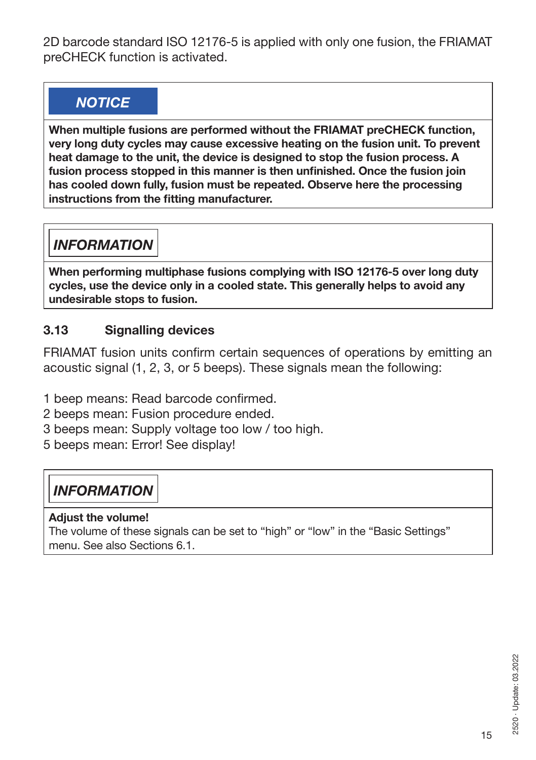2D barcode standard ISO 12176-5 is applied with only one fusion, the FRIAMAT preCHECK function is activated.

> ***NOTICE***
>
> **When multiple fusions are performed without the FRIAMAT preCHECK function, very long duty cycles may cause excessive heating on the fusion unit. To prevent heat damage to the unit, the device is designed to stop the fusion process. A fusion process stopped in this manner is then unfinished. Once the fusion join has cooled down fully, fusion must be repeated. Observe here the processing instructions from the fitting manufacturer.**

> ***INFORMATION***
>
> **When performing multiphase fusions complying with ISO 12176-5 over long duty cycles, use the device only in a cooled state. This generally helps to avoid any undesirable stops to fusion.**

### 3.13 Signalling devices

FRIAMAT fusion units confirm certain sequences of operations by emitting an acoustic signal (1, 2, 3, or 5 beeps). These signals mean the following:

1 beep means: Read barcode confirmed.
2 beeps mean: Fusion procedure ended.
3 beeps mean: Supply voltage too low / too high.
5 beeps mean: Error! See display!

> ***INFORMATION***
>
> **Adjust the volume!**
> The volume of these signals can be set to “high” or “low” in the “Basic Settings” menu. See also Sections 6.1.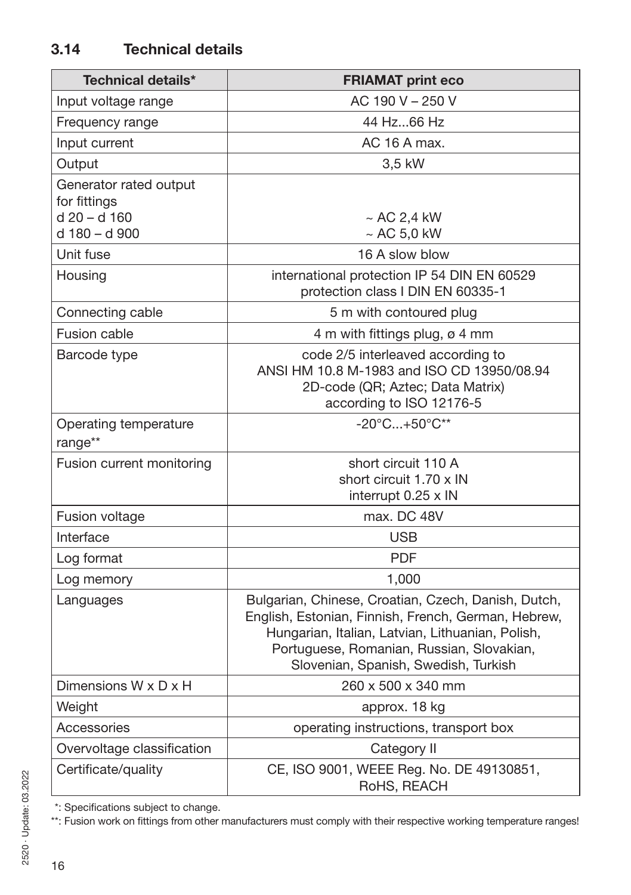## 3.14 Technical details

| Technical details* | FRIAMAT print eco |
|---|---|
| Input voltage range | AC 190 V – 250 V |
| Frequency range | 44 Hz...66 Hz |
| Input current | AC 16 A max. |
| Output | 3,5 kW |
| Generator rated output for fittings<br>d 20 – d 160<br>d 180 – d 900 | <br><br>~ AC 2,4 kW<br>~ AC 5,0 kW |
| Unit fuse | 16 A slow blow |
| Housing | international protection IP 54 DIN EN 60529<br>protection class I DIN EN 60335-1 |
| Connecting cable | 5 m with contoured plug |
| Fusion cable | 4 m with fittings plug, ø 4 mm |
| Barcode type | code 2/5 interleaved according to<br>ANSI HM 10.8 M-1983 and ISO CD 13950/08.94<br>2D-code (QR; Aztec; Data Matrix)<br>according to ISO 12176-5 |
| Operating temperature range** | -20°C...+50°C** |
| Fusion current monitoring | short circuit 110 A<br>short circuit 1.70 x IN<br>interrupt 0.25 x IN |
| Fusion voltage | max. DC 48V |
| Interface | USB |
| Log format | PDF |
| Log memory | 1,000 |
| Languages | Bulgarian, Chinese, Croatian, Czech, Danish, Dutch, English, Estonian, Finnish, French, German, Hebrew, Hungarian, Italian, Latvian, Lithuanian, Polish, Portuguese, Romanian, Russian, Slovakian, Slovenian, Spanish, Swedish, Turkish |
| Dimensions W x D x H | 260 x 500 x 340 mm |
| Weight | approx. 18 kg |
| Accessories | operating instructions, transport box |
| Overvoltage classification | Category II |
| Certificate/quality | CE, ISO 9001, WEEE Reg. No. DE 49130851, RoHS, REACH |

*: Specifications subject to change.

**: Fusion work on fittings from other manufacturers must comply with their respective working temperature ranges!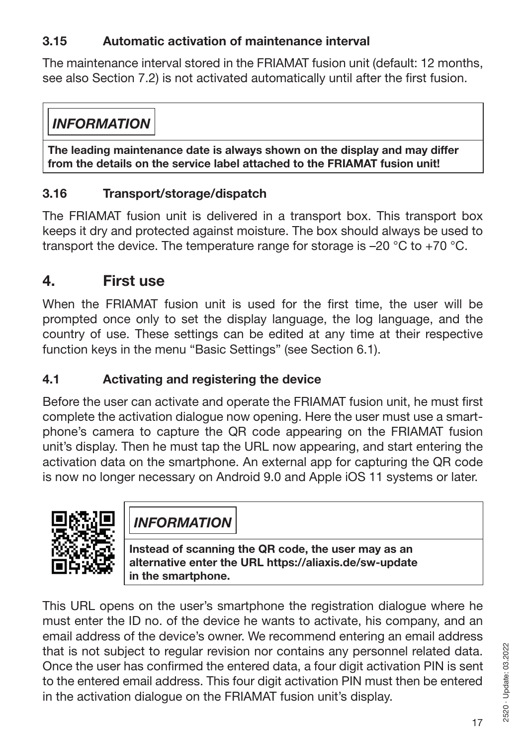### 3.15 Automatic activation of maintenance interval

The maintenance interval stored in the FRIAMAT fusion unit (default: 12 months, see also Section 7.2) is not activated automatically until after the first fusion.

> ***INFORMATION***
>
> **The leading maintenance date is always shown on the display and may differ from the details on the service label attached to the FRIAMAT fusion unit!**

### 3.16 Transport/storage/dispatch

The FRIAMAT fusion unit is delivered in a transport box. This transport box keeps it dry and protected against moisture. The box should always be used to transport the device. The temperature range for storage is –20 °C to +70 °C.

## 4. First use

When the FRIAMAT fusion unit is used for the first time, the user will be prompted once only to set the display language, the log language, and the country of use. These settings can be edited at any time at their respective function keys in the menu "Basic Settings" (see Section 6.1).

### 4.1 Activating and registering the device

Before the user can activate and operate the FRIAMAT fusion unit, he must first complete the activation dialogue now opening. Here the user must use a smartphone's camera to capture the QR code appearing on the FRIAMAT fusion unit's display. Then he must tap the URL now appearing, and start entering the activation data on the smartphone. An external app for capturing the QR code is now no longer necessary on Android 9.0 and Apple iOS 11 systems or later.

> ***INFORMATION***
>
> **Instead of scanning the QR code, the user may as an alternative enter the URL https://aliaxis.de/sw-update in the smartphone.**

This URL opens on the user's smartphone the registration dialogue where he must enter the ID no. of the device he wants to activate, his company, and an email address of the device's owner. We recommend entering an email address that is not subject to regular revision nor contains any personnel related data. Once the user has confirmed the entered data, a four digit activation PIN is sent to the entered email address. This four digit activation PIN must then be entered in the activation dialogue on the FRIAMAT fusion unit's display.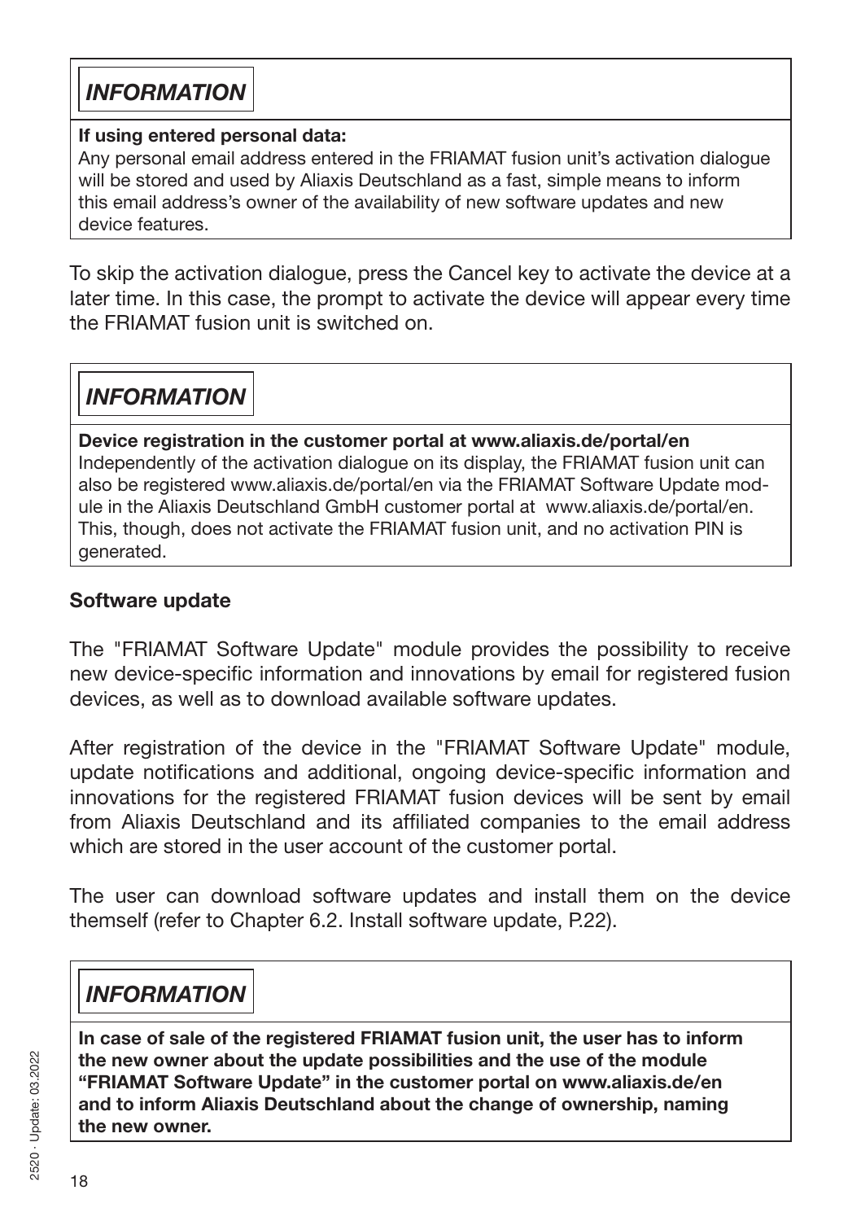***INFORMATION***

**If using entered personal data:**
Any personal email address entered in the FRIAMAT fusion unit's activation dialogue will be stored and used by Aliaxis Deutschland as a fast, simple means to inform this email address's owner of the availability of new software updates and new device features.

To skip the activation dialogue, press the Cancel key to activate the device at a later time. In this case, the prompt to activate the device will appear every time the FRIAMAT fusion unit is switched on.

***INFORMATION***

**Device registration in the customer portal at www.aliaxis.de/portal/en**
Independently of the activation dialogue on its display, the FRIAMAT fusion unit can also be registered www.aliaxis.de/portal/en via the FRIAMAT Software Update module in the Aliaxis Deutschland GmbH customer portal at www.aliaxis.de/portal/en. This, though, does not activate the FRIAMAT fusion unit, and no activation PIN is generated.

**Software update**

The "FRIAMAT Software Update" module provides the possibility to receive new device-specific information and innovations by email for registered fusion devices, as well as to download available software updates.

After registration of the device in the "FRIAMAT Software Update" module, update notifications and additional, ongoing device-specific information and innovations for the registered FRIAMAT fusion devices will be sent by email from Aliaxis Deutschland and its affiliated companies to the email address which are stored in the user account of the customer portal.

The user can download software updates and install them on the device themself (refer to Chapter 6.2. Install software update, P.22).

***INFORMATION***

**In case of sale of the registered FRIAMAT fusion unit, the user has to inform the new owner about the update possibilities and the use of the module "FRIAMAT Software Update" in the customer portal on www.aliaxis.de/en and to inform Aliaxis Deutschland about the change of ownership, naming the new owner.**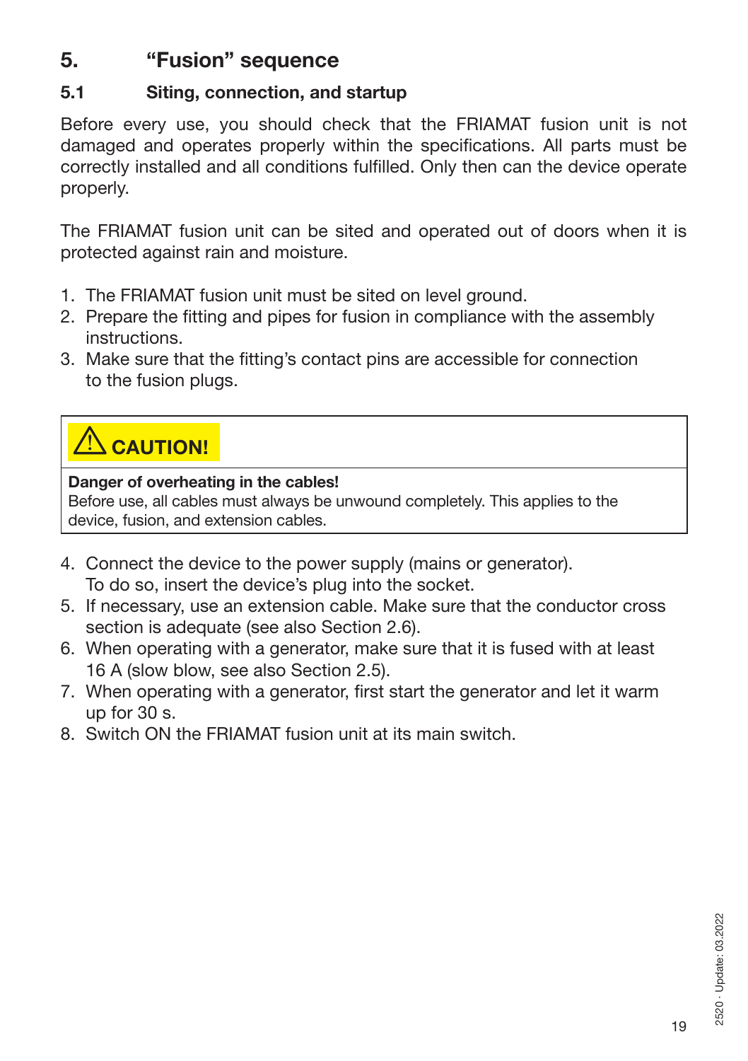# 5. "Fusion" sequence

## 5.1 Siting, connection, and startup

Before every use, you should check that the FRIAMAT fusion unit is not damaged and operates properly within the specifications. All parts must be correctly installed and all conditions fulfilled. Only then can the device operate properly.

The FRIAMAT fusion unit can be sited and operated out of doors when it is protected against rain and moisture.

1. The FRIAMAT fusion unit must be sited on level ground.
2. Prepare the fitting and pipes for fusion in compliance with the assembly instructions.
3. Make sure that the fitting's contact pins are accessible for connection to the fusion plugs.

> ⚠ **CAUTION!**
>
> **Danger of overheating in the cables!**
> Before use, all cables must always be unwound completely. This applies to the device, fusion, and extension cables.

4. Connect the device to the power supply (mains or generator). To do so, insert the device's plug into the socket.
5. If necessary, use an extension cable. Make sure that the conductor cross section is adequate (see also Section 2.6).
6. When operating with a generator, make sure that it is fused with at least 16 A (slow blow, see also Section 2.5).
7. When operating with a generator, first start the generator and let it warm up for 30 s.
8. Switch ON the FRIAMAT fusion unit at its main switch.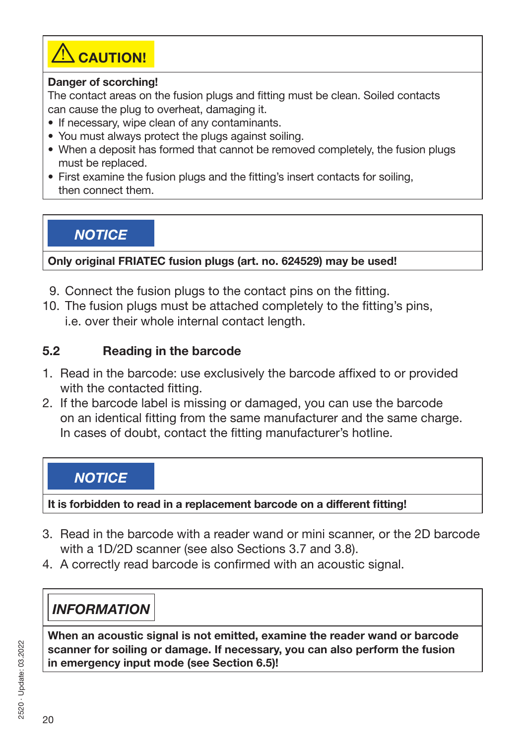**⚠ CAUTION!**

**Danger of scorching!**

The contact areas on the fusion plugs and fitting must be clean. Soiled contacts can cause the plug to overheat, damaging it.

- If necessary, wipe clean of any contaminants.
- You must always protect the plugs against soiling.
- When a deposit has formed that cannot be removed completely, the fusion plugs must be replaced.
- First examine the fusion plugs and the fitting's insert contacts for soiling, then connect them.

***NOTICE***

**Only original FRIATEC fusion plugs (art. no. 624529) may be used!**

9. Connect the fusion plugs to the contact pins on the fitting.
10. The fusion plugs must be attached completely to the fitting's pins, i.e. over their whole internal contact length.

## 5.2 Reading in the barcode

1. Read in the barcode: use exclusively the barcode affixed to or provided with the contacted fitting.
2. If the barcode label is missing or damaged, you can use the barcode on an identical fitting from the same manufacturer and the same charge. In cases of doubt, contact the fitting manufacturer's hotline.

***NOTICE***

**It is forbidden to read in a replacement barcode on a different fitting!**

3. Read in the barcode with a reader wand or mini scanner, or the 2D barcode with a 1D/2D scanner (see also Sections 3.7 and 3.8).
4. A correctly read barcode is confirmed with an acoustic signal.

***INFORMATION***

**When an acoustic signal is not emitted, examine the reader wand or barcode scanner for soiling or damage. If necessary, you can also perform the fusion in emergency input mode (see Section 6.5)!**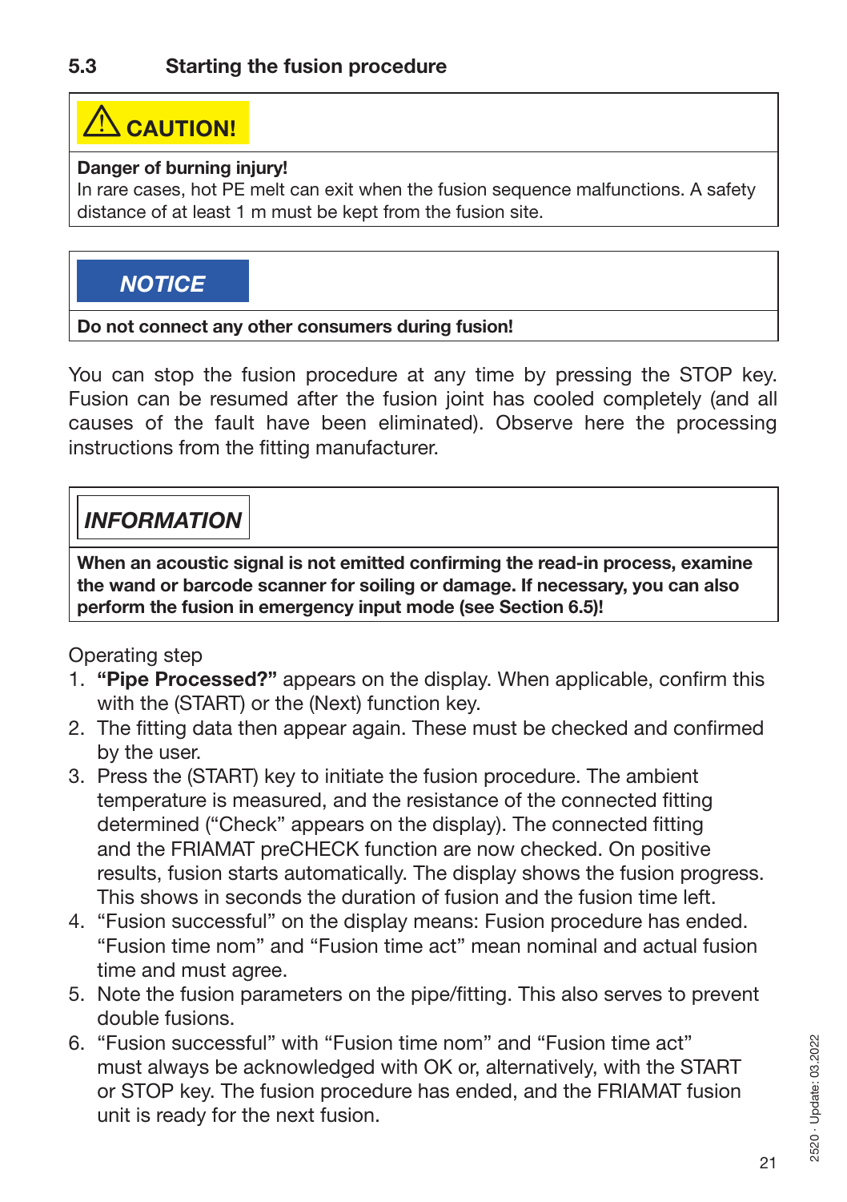## 5.3 Starting the fusion procedure

**⚠ CAUTION!**

**Danger of burning injury!**
In rare cases, hot PE melt can exit when the fusion sequence malfunctions. A safety distance of at least 1 m must be kept from the fusion site.

***NOTICE***

**Do not connect any other consumers during fusion!**

You can stop the fusion procedure at any time by pressing the STOP key. Fusion can be resumed after the fusion joint has cooled completely (and all causes of the fault have been eliminated). Observe here the processing instructions from the fitting manufacturer.

***INFORMATION***

**When an acoustic signal is not emitted confirming the read-in process, examine the wand or barcode scanner for soiling or damage. If necessary, you can also perform the fusion in emergency input mode (see Section 6.5)!**

Operating step

1. **“Pipe Processed?”** appears on the display. When applicable, confirm this with the (START) or the (Next) function key.
2. The fitting data then appear again. These must be checked and confirmed by the user.
3. Press the (START) key to initiate the fusion procedure. The ambient temperature is measured, and the resistance of the connected fitting determined (“Check” appears on the display). The connected fitting and the FRIAMAT preCHECK function are now checked. On positive results, fusion starts automatically. The display shows the fusion progress. This shows in seconds the duration of fusion and the fusion time left.
4. “Fusion successful” on the display means: Fusion procedure has ended. “Fusion time nom” and “Fusion time act” mean nominal and actual fusion time and must agree.
5. Note the fusion parameters on the pipe/fitting. This also serves to prevent double fusions.
6. “Fusion successful” with “Fusion time nom” and “Fusion time act” must always be acknowledged with OK or, alternatively, with the START or STOP key. The fusion procedure has ended, and the FRIAMAT fusion unit is ready for the next fusion.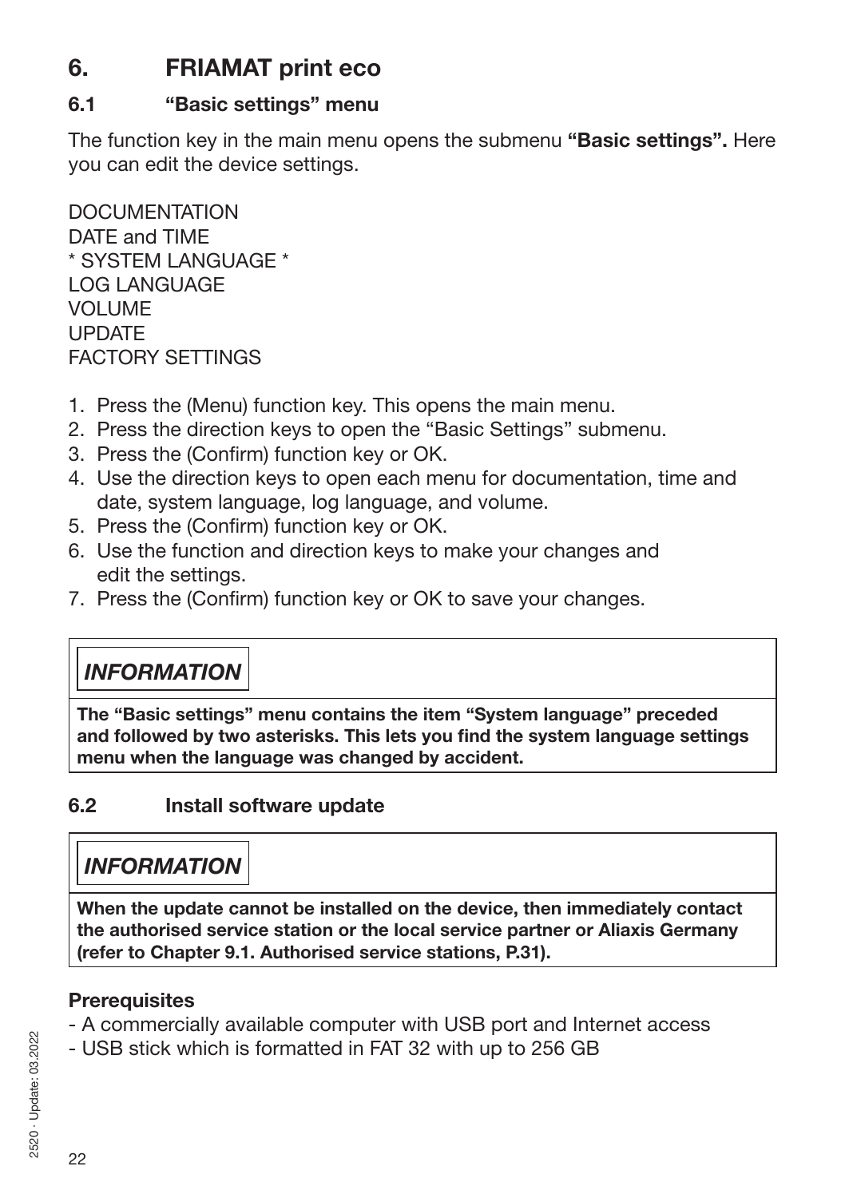# 6. FRIAMAT print eco

## 6.1 "Basic settings" menu

The function key in the main menu opens the submenu **"Basic settings".** Here you can edit the device settings.

DOCUMENTATION
DATE and TIME
* SYSTEM LANGUAGE *
LOG LANGUAGE
VOLUME
UPDATE
FACTORY SETTINGS

1. Press the (Menu) function key. This opens the main menu.
2. Press the direction keys to open the "Basic Settings" submenu.
3. Press the (Confirm) function key or OK.
4. Use the direction keys to open each menu for documentation, time and date, system language, log language, and volume.
5. Press the (Confirm) function key or OK.
6. Use the function and direction keys to make your changes and edit the settings.
7. Press the (Confirm) function key or OK to save your changes.

***INFORMATION***

**The "Basic settings" menu contains the item "System language" preceded and followed by two asterisks. This lets you find the system language settings menu when the language was changed by accident.**

## 6.2 Install software update

***INFORMATION***

**When the update cannot be installed on the device, then immediately contact the authorised service station or the local service partner or Aliaxis Germany (refer to Chapter 9.1. Authorised service stations, P.31).**

**Prerequisites**

- A commercially available computer with USB port and Internet access
- USB stick which is formatted in FAT 32 with up to 256 GB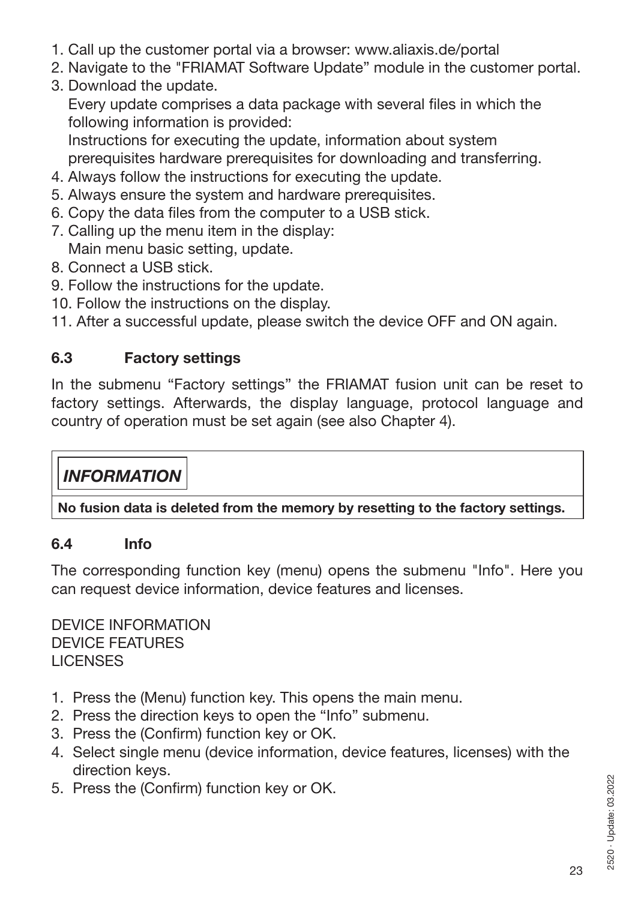1. Call up the customer portal via a browser: www.aliaxis.de/portal
2. Navigate to the "FRIAMAT Software Update" module in the customer portal.
3. Download the update.
   Every update comprises a data package with several files in which the following information is provided:
   Instructions for executing the update, information about system prerequisites hardware prerequisites for downloading and transferring.
4. Always follow the instructions for executing the update.
5. Always ensure the system and hardware prerequisites.
6. Copy the data files from the computer to a USB stick.
7. Calling up the menu item in the display:
   Main menu basic setting, update.
8. Connect a USB stick.
9. Follow the instructions for the update.
10. Follow the instructions on the display.
11. After a successful update, please switch the device OFF and ON again.

### 6.3 Factory settings

In the submenu “Factory settings” the FRIAMAT fusion unit can be reset to factory settings. Afterwards, the display language, protocol language and country of operation must be set again (see also Chapter 4).

> ***INFORMATION***
>
> **No fusion data is deleted from the memory by resetting to the factory settings.**

### 6.4 Info

The corresponding function key (menu) opens the submenu "Info". Here you can request device information, device features and licenses.

DEVICE INFORMATION
DEVICE FEATURES
LICENSES

1. Press the (Menu) function key. This opens the main menu.
2. Press the direction keys to open the “Info” submenu.
3. Press the (Confirm) function key or OK.
4. Select single menu (device information, device features, licenses) with the direction keys.
5. Press the (Confirm) function key or OK.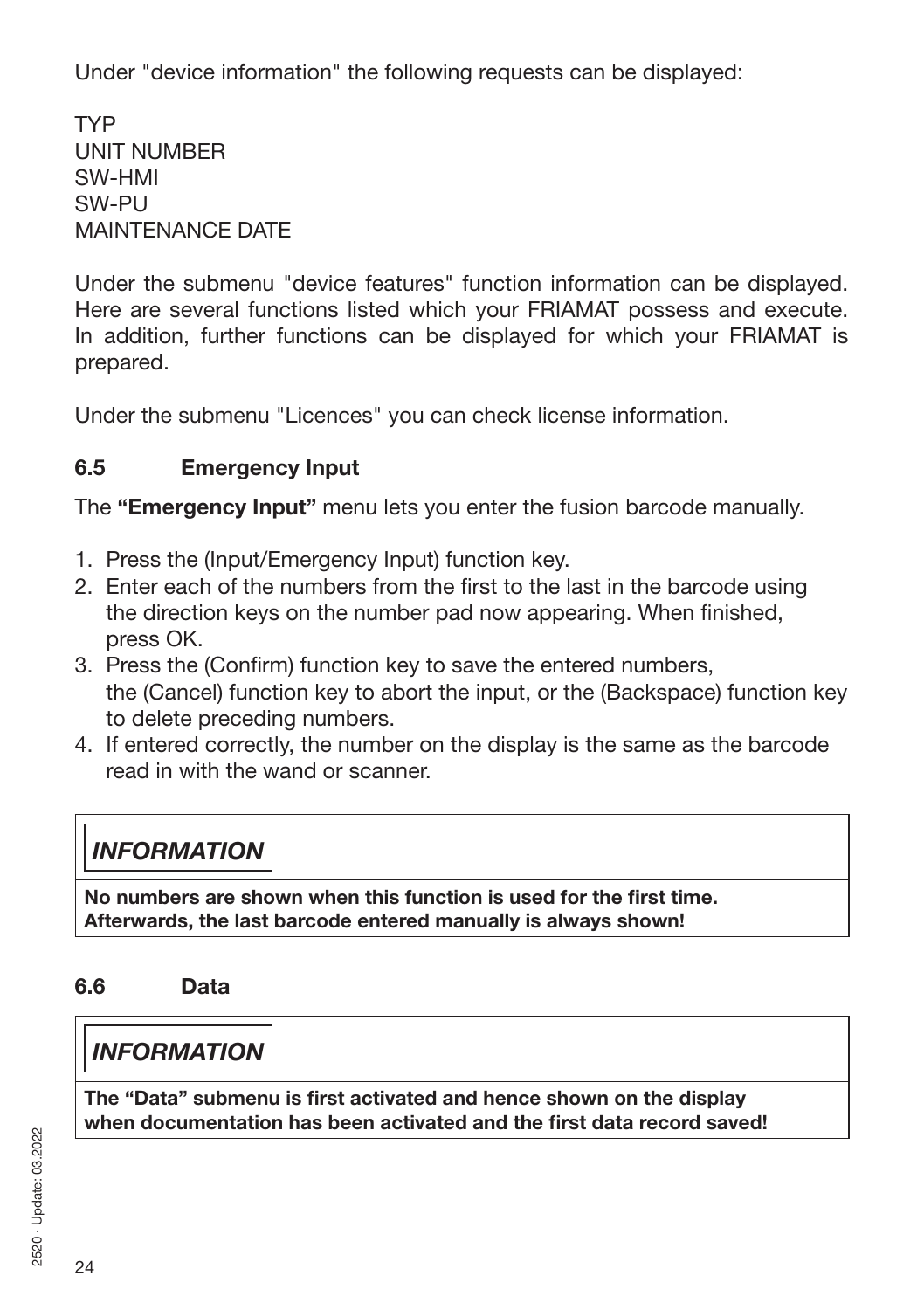Under "device information" the following requests can be displayed:

TYP
UNIT NUMBER
SW-HMI
SW-PU
MAINTENANCE DATE

Under the submenu "device features" function information can be displayed. Here are several functions listed which your FRIAMAT possess and execute. In addition, further functions can be displayed for which your FRIAMAT is prepared.

Under the submenu "Licences" you can check license information.

### 6.5 Emergency Input

The **"Emergency Input"** menu lets you enter the fusion barcode manually.

1. Press the (Input/Emergency Input) function key.
2. Enter each of the numbers from the first to the last in the barcode using the direction keys on the number pad now appearing. When finished, press OK.
3. Press the (Confirm) function key to save the entered numbers, the (Cancel) function key to abort the input, or the (Backspace) function key to delete preceding numbers.
4. If entered correctly, the number on the display is the same as the barcode read in with the wand or scanner.

***INFORMATION***

**No numbers are shown when this function is used for the first time. Afterwards, the last barcode entered manually is always shown!**

### 6.6 Data

***INFORMATION***

**The "Data" submenu is first activated and hence shown on the display when documentation has been activated and the first data record saved!**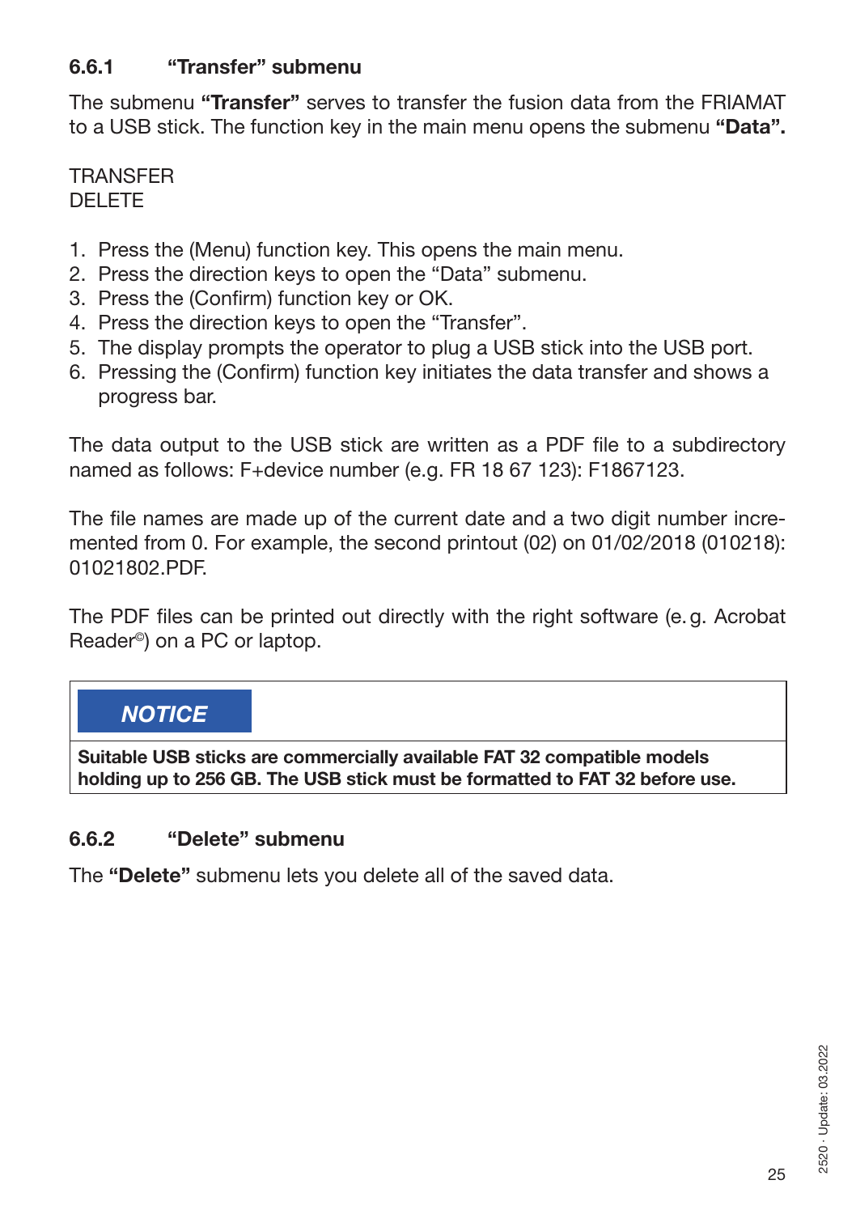### 6.6.1 “Transfer” submenu

The submenu **“Transfer”** serves to transfer the fusion data from the FRIAMAT to a USB stick. The function key in the main menu opens the submenu **“Data”.**

TRANSFER
DELETE

1. Press the (Menu) function key. This opens the main menu.
2. Press the direction keys to open the “Data” submenu.
3. Press the (Confirm) function key or OK.
4. Press the direction keys to open the “Transfer”.
5. The display prompts the operator to plug a USB stick into the USB port.
6. Pressing the (Confirm) function key initiates the data transfer and shows a progress bar.

The data output to the USB stick are written as a PDF file to a subdirectory named as follows: F+device number (e.g. FR 18 67 123): F1867123.

The file names are made up of the current date and a two digit number incremented from 0. For example, the second printout (02) on 01/02/2018 (010218): 01021802.PDF.

The PDF files can be printed out directly with the right software (e. g. Acrobat Reader©) on a PC or laptop.

> ***NOTICE***
>
> **Suitable USB sticks are commercially available FAT 32 compatible models holding up to 256 GB. The USB stick must be formatted to FAT 32 before use.**

### 6.6.2 “Delete” submenu

The **“Delete”** submenu lets you delete all of the saved data.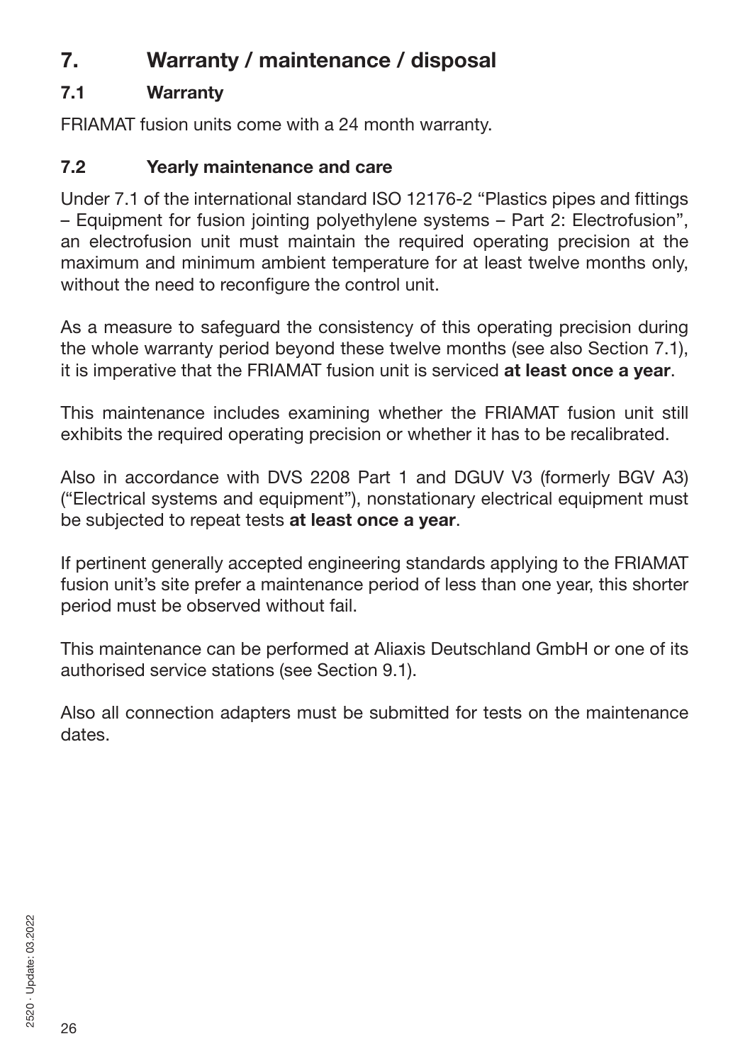# 7. Warranty / maintenance / disposal

## 7.1 Warranty

FRIAMAT fusion units come with a 24 month warranty.

## 7.2 Yearly maintenance and care

Under 7.1 of the international standard ISO 12176-2 “Plastics pipes and fittings – Equipment for fusion jointing polyethylene systems – Part 2: Electrofusion”, an electrofusion unit must maintain the required operating precision at the maximum and minimum ambient temperature for at least twelve months only, without the need to reconfigure the control unit.

As a measure to safeguard the consistency of this operating precision during the whole warranty period beyond these twelve months (see also Section 7.1), it is imperative that the FRIAMAT fusion unit is serviced **at least once a year**.

This maintenance includes examining whether the FRIAMAT fusion unit still exhibits the required operating precision or whether it has to be recalibrated.

Also in accordance with DVS 2208 Part 1 and DGUV V3 (formerly BGV A3) (“Electrical systems and equipment”), nonstationary electrical equipment must be subjected to repeat tests **at least once a year**.

If pertinent generally accepted engineering standards applying to the FRIAMAT fusion unit’s site prefer a maintenance period of less than one year, this shorter period must be observed without fail.

This maintenance can be performed at Aliaxis Deutschland GmbH or one of its authorised service stations (see Section 9.1).

Also all connection adapters must be submitted for tests on the maintenance dates.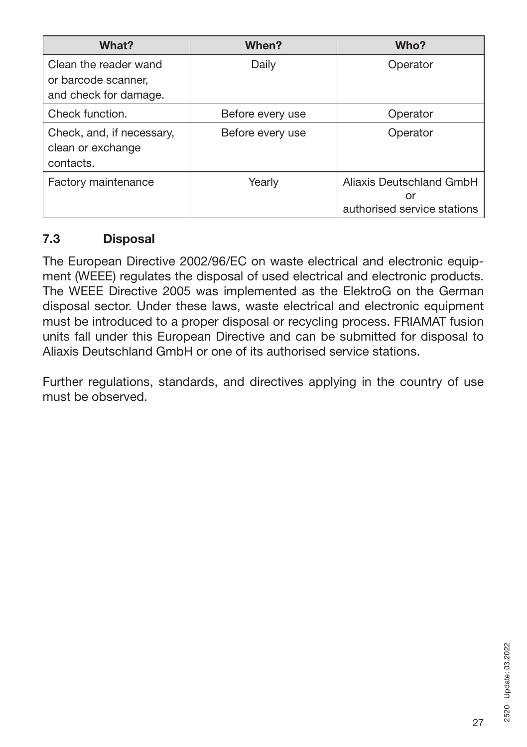| What? | When? | Who? |
| --- | --- | --- |
| Clean the reader wand or barcode scanner, and check for damage. | Daily | Operator |
| Check function. | Before every use | Operator |
| Check, and, if necessary, clean or exchange contacts. | Before every use | Operator |
| Factory maintenance | Yearly | Aliaxis Deutschland GmbH or authorised service stations |

## 7.3 Disposal

The European Directive 2002/96/EC on waste electrical and electronic equipment (WEEE) regulates the disposal of used electrical and electronic products. The WEEE Directive 2005 was implemented as the ElektroG on the German disposal sector. Under these laws, waste electrical and electronic equipment must be introduced to a proper disposal or recycling process. FRIAMAT fusion units fall under this European Directive and can be submitted for disposal to Aliaxis Deutschland GmbH or one of its authorised service stations.

Further regulations, standards, and directives applying in the country of use must be observed.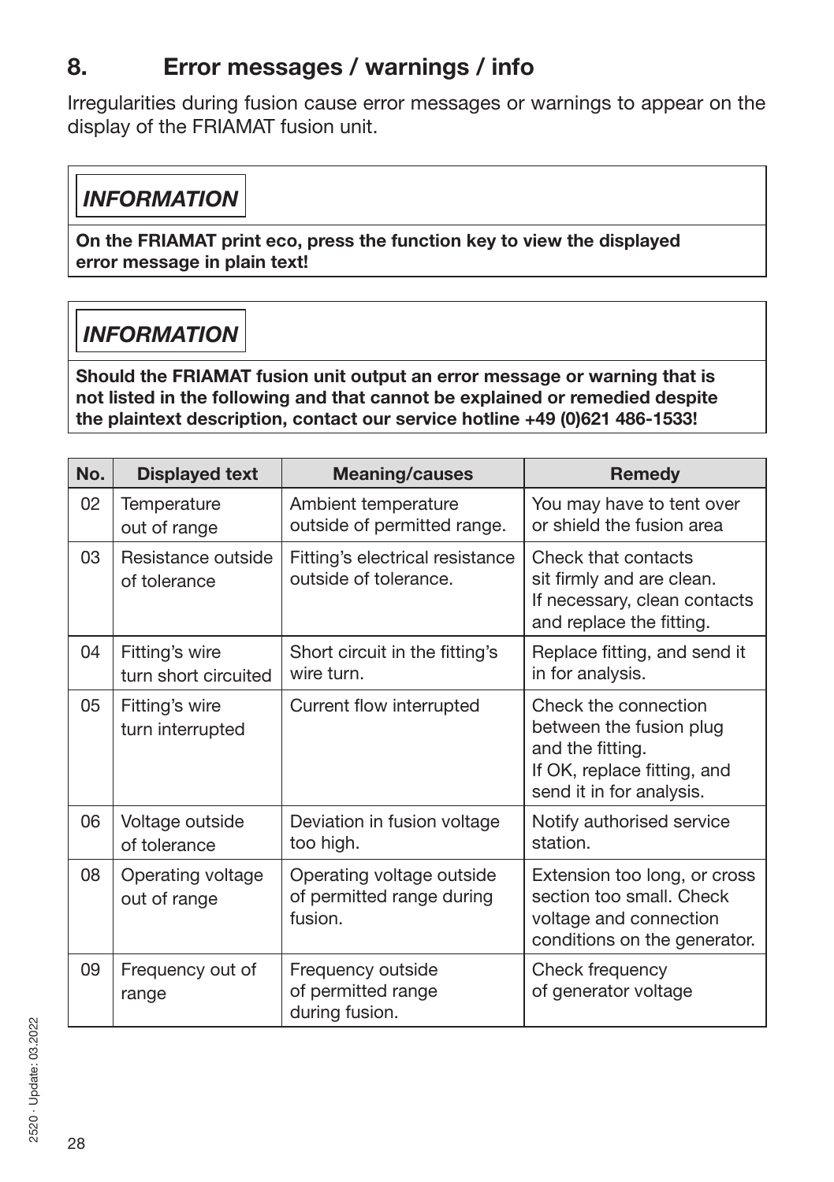# 8. Error messages / warnings / info

Irregularities during fusion cause error messages or warnings to appear on the display of the FRIAMAT fusion unit.

> ***INFORMATION***
>
> **On the FRIAMAT print eco, press the function key to view the displayed error message in plain text!**

> ***INFORMATION***
>
> **Should the FRIAMAT fusion unit output an error message or warning that is not listed in the following and that cannot be explained or remedied despite the plaintext description, contact our service hotline +49 (0)621 486-1533!**

| No. | Displayed text | Meaning/causes | Remedy |
|---|---|---|---|
| 02 | Temperature out of range | Ambient temperature outside of permitted range. | You may have to tent over or shield the fusion area |
| 03 | Resistance outside of tolerance | Fitting's electrical resistance outside of tolerance. | Check that contacts sit firmly and are clean. If necessary, clean contacts and replace the fitting. |
| 04 | Fitting's wire turn short circuited | Short circuit in the fitting's wire turn. | Replace fitting, and send it in for analysis. |
| 05 | Fitting's wire turn interrupted | Current flow interrupted | Check the connection between the fusion plug and the fitting. If OK, replace fitting, and send it in for analysis. |
| 06 | Voltage outside of tolerance | Deviation in fusion voltage too high. | Notify authorised service station. |
| 08 | Operating voltage out of range | Operating voltage outside of permitted range during fusion. | Extension too long, or cross section too small. Check voltage and connection conditions on the generator. |
| 09 | Frequency out of range | Frequency outside of permitted range during fusion. | Check frequency of generator voltage |

2520 · Update: 03.2022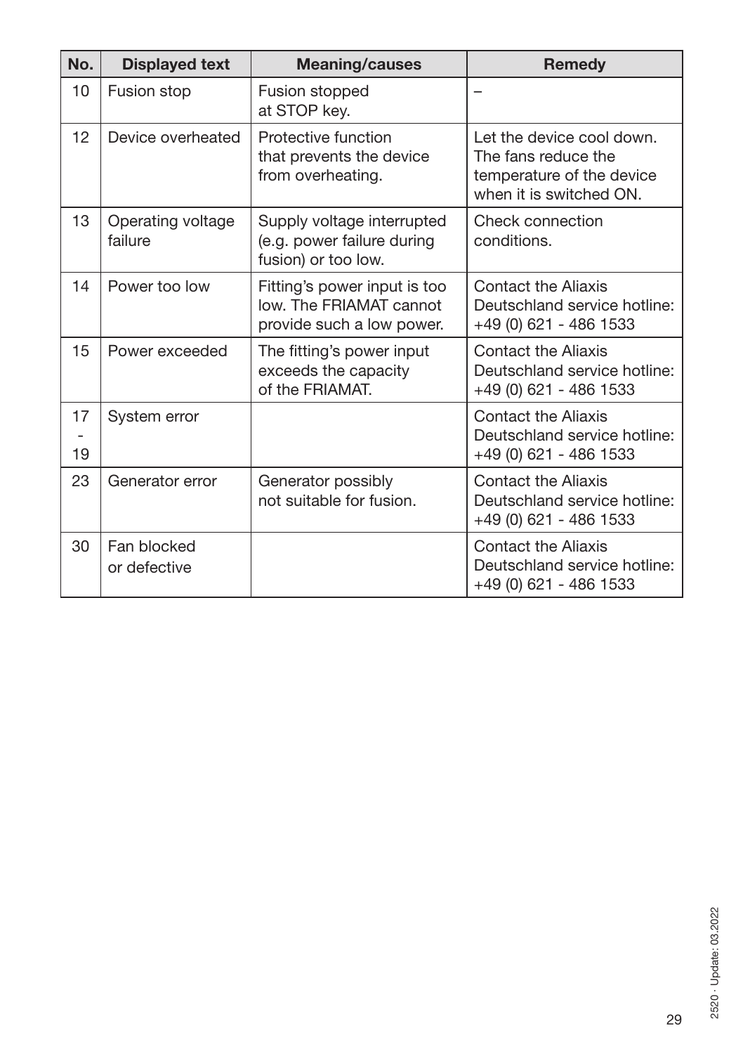| No. | Displayed text | Meaning/causes | Remedy |
|---|---|---|---|
| 10 | Fusion stop | Fusion stopped at STOP key. | – |
| 12 | Device overheated | Protective function that prevents the device from overheating. | Let the device cool down. The fans reduce the temperature of the device when it is switched ON. |
| 13 | Operating voltage failure | Supply voltage interrupted (e.g. power failure during fusion) or too low. | Check connection conditions. |
| 14 | Power too low | Fitting's power input is too low. The FRIAMAT cannot provide such a low power. | Contact the Aliaxis Deutschland service hotline: +49 (0) 621 - 486 1533 |
| 15 | Power exceeded | The fitting's power input exceeds the capacity of the FRIAMAT. | Contact the Aliaxis Deutschland service hotline: +49 (0) 621 - 486 1533 |
| 17 - 19 | System error | | Contact the Aliaxis Deutschland service hotline: +49 (0) 621 - 486 1533 |
| 23 | Generator error | Generator possibly not suitable for fusion. | Contact the Aliaxis Deutschland service hotline: +49 (0) 621 - 486 1533 |
| 30 | Fan blocked or defective | | Contact the Aliaxis Deutschland service hotline: +49 (0) 621 - 486 1533 |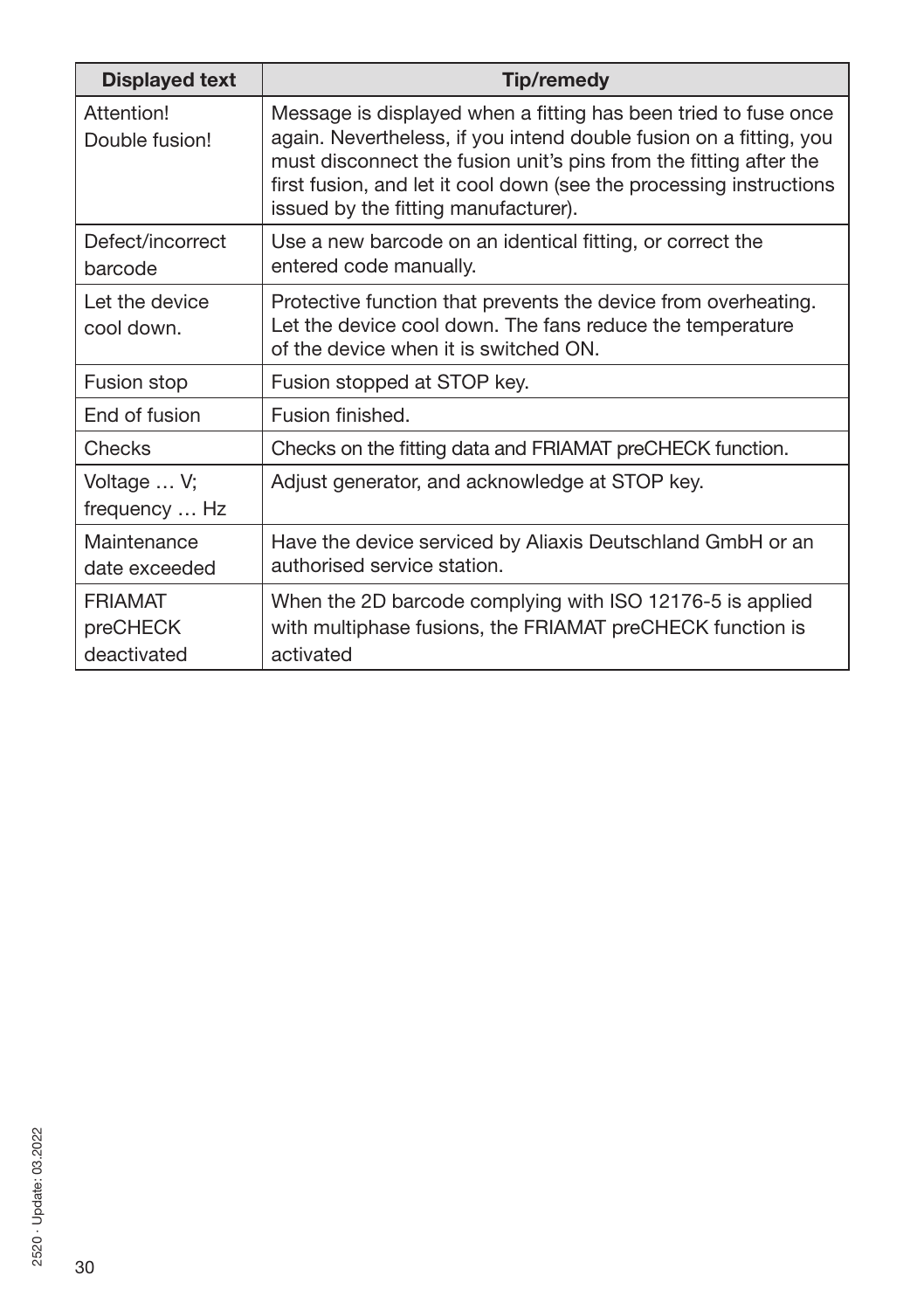| Displayed text | Tip/remedy |
| --- | --- |
| Attention! Double fusion! | Message is displayed when a fitting has been tried to fuse once again. Nevertheless, if you intend double fusion on a fitting, you must disconnect the fusion unit's pins from the fitting after the first fusion, and let it cool down (see the processing instructions issued by the fitting manufacturer). |
| Defect/incorrect barcode | Use a new barcode on an identical fitting, or correct the entered code manually. |
| Let the device cool down. | Protective function that prevents the device from overheating. Let the device cool down. The fans reduce the temperature of the device when it is switched ON. |
| Fusion stop | Fusion stopped at STOP key. |
| End of fusion | Fusion finished. |
| Checks | Checks on the fitting data and FRIAMAT preCHECK function. |
| Voltage … V; frequency … Hz | Adjust generator, and acknowledge at STOP key. |
| Maintenance date exceeded | Have the device serviced by Aliaxis Deutschland GmbH or an authorised service station. |
| FRIAMAT preCHECK deactivated | When the 2D barcode complying with ISO 12176-5 is applied with multiphase fusions, the FRIAMAT preCHECK function is activated |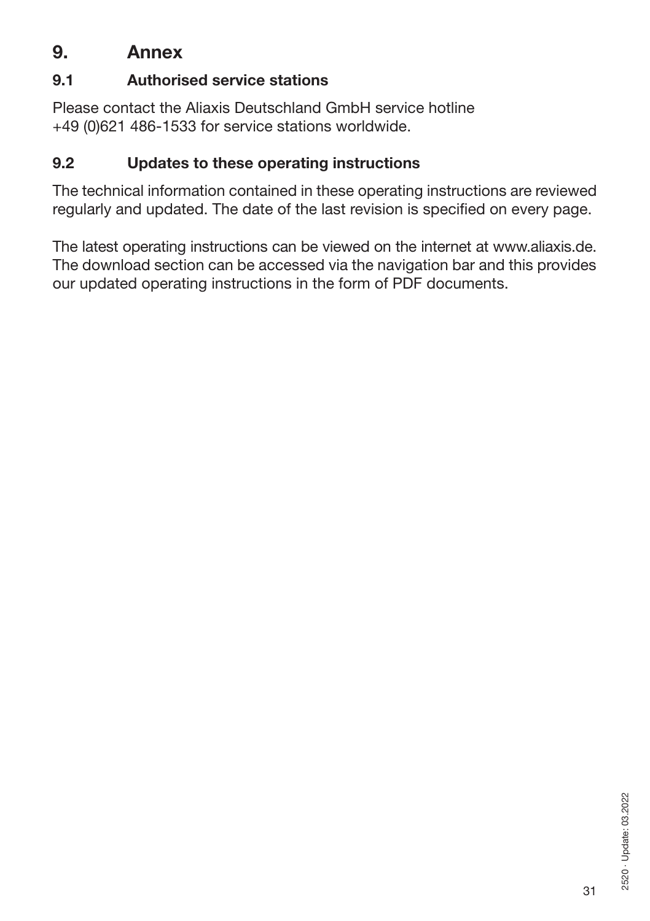# 9. Annex

## 9.1 Authorised service stations

Please contact the Aliaxis Deutschland GmbH service hotline
+49 (0)621 486-1533 for service stations worldwide.

## 9.2 Updates to these operating instructions

The technical information contained in these operating instructions are reviewed regularly and updated. The date of the last revision is specified on every page.

The latest operating instructions can be viewed on the internet at www.aliaxis.de. The download section can be accessed via the navigation bar and this provides our updated operating instructions in the form of PDF documents.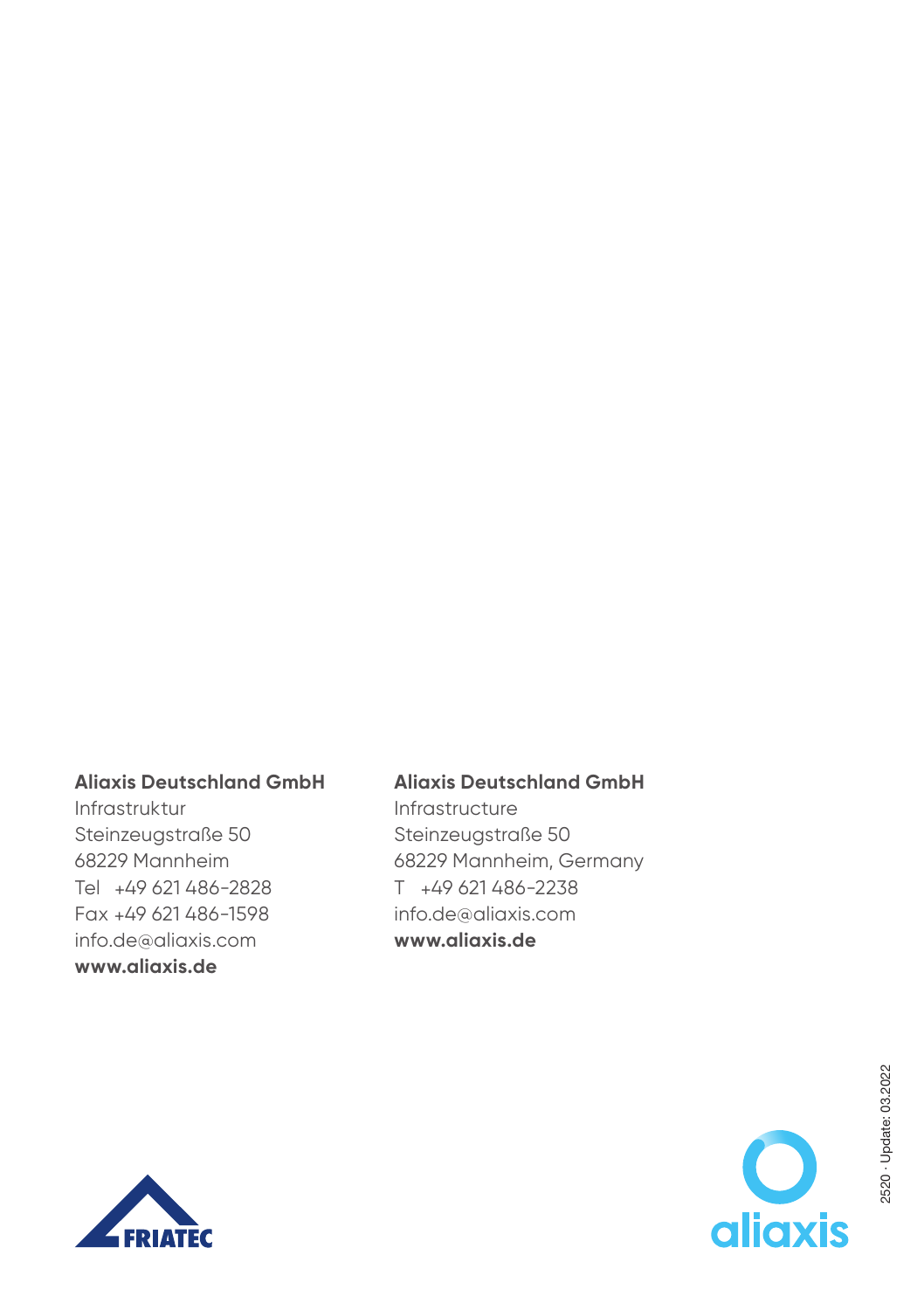**Aliaxis Deutschland GmbH**
Infrastruktur
Steinzeugstraße 50
68229 Mannheim
Tel +49 621 486-2828
Fax +49 621 486-1598
info.de@aliaxis.com
**www.aliaxis.de**

**Aliaxis Deutschland GmbH**
Infrastructure
Steinzeugstraße 50
68229 Mannheim, Germany
T +49 621 486-2238
info.de@aliaxis.com
**www.aliaxis.de**

FRIATEC

aliaxis

2520 · Update: 03.2022